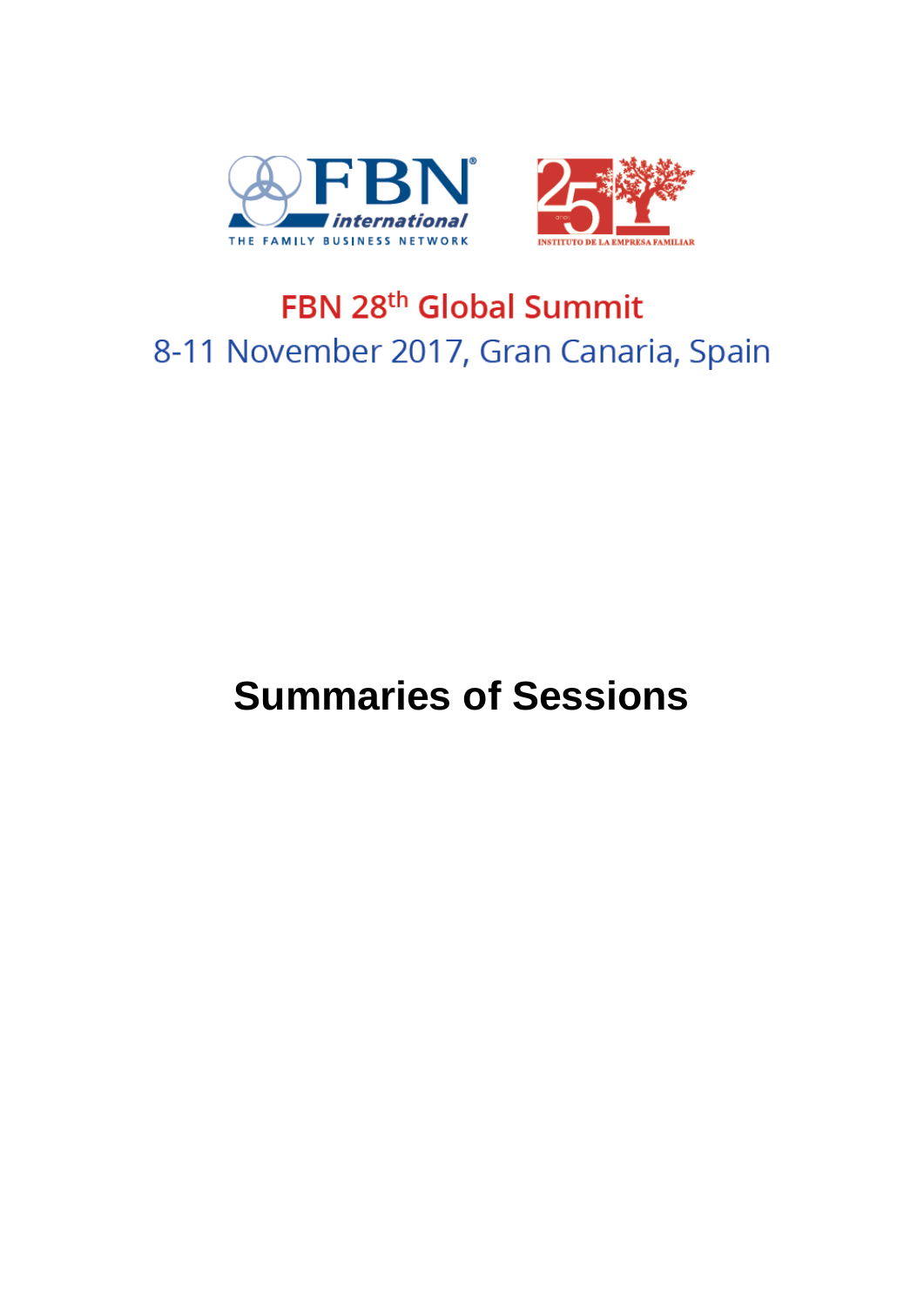FBN international

THE FAMILY BUSINESS NETWORK

25 años

INSTITUTO DE LA EMPRESA FAMILIAR

# FBN 28th Global Summit

8-11 November 2017, Gran Canaria, Spain

# Summaries of Sessions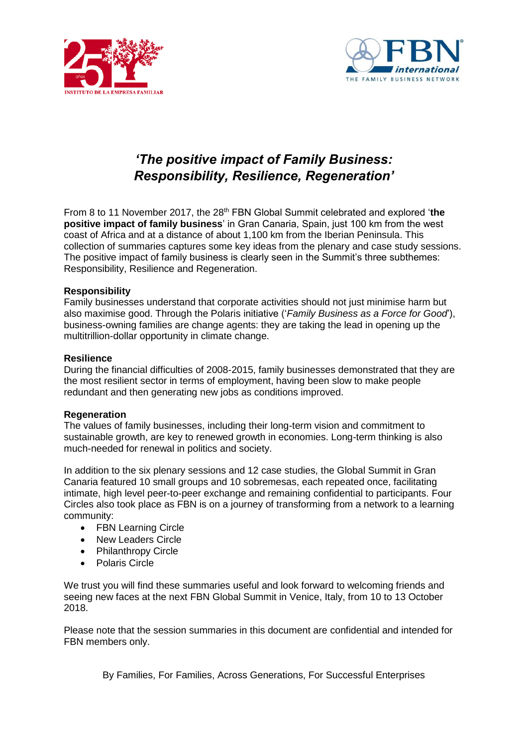# *'The positive impact of Family Business: Responsibility, Resilience, Regeneration'*

From 8 to 11 November 2017, the 28th FBN Global Summit celebrated and explored '**the positive impact of family business**' in Gran Canaria, Spain, just 100 km from the west coast of Africa and at a distance of about 1,100 km from the Iberian Peninsula. This collection of summaries captures some key ideas from the plenary and case study sessions. The positive impact of family business is clearly seen in the Summit's three subthemes: Responsibility, Resilience and Regeneration.

**Responsibility**
Family businesses understand that corporate activities should not just minimise harm but also maximise good. Through the Polaris initiative ('*Family Business as a Force for Good*'), business-owning families are change agents: they are taking the lead in opening up the multitrillion-dollar opportunity in climate change.

**Resilience**
During the financial difficulties of 2008-2015, family businesses demonstrated that they are the most resilient sector in terms of employment, having been slow to make people redundant and then generating new jobs as conditions improved.

**Regeneration**
The values of family businesses, including their long-term vision and commitment to sustainable growth, are key to renewed growth in economies. Long-term thinking is also much-needed for renewal in politics and society.

In addition to the six plenary sessions and 12 case studies, the Global Summit in Gran Canaria featured 10 small groups and 10 sobremesas, each repeated once, facilitating intimate, high level peer-to-peer exchange and remaining confidential to participants. Four Circles also took place as FBN is on a journey of transforming from a network to a learning community:

- FBN Learning Circle
- New Leaders Circle
- Philanthropy Circle
- Polaris Circle

We trust you will find these summaries useful and look forward to welcoming friends and seeing new faces at the next FBN Global Summit in Venice, Italy, from 10 to 13 October 2018.

Please note that the session summaries in this document are confidential and intended for FBN members only.

By Families, For Families, Across Generations, For Successful Enterprises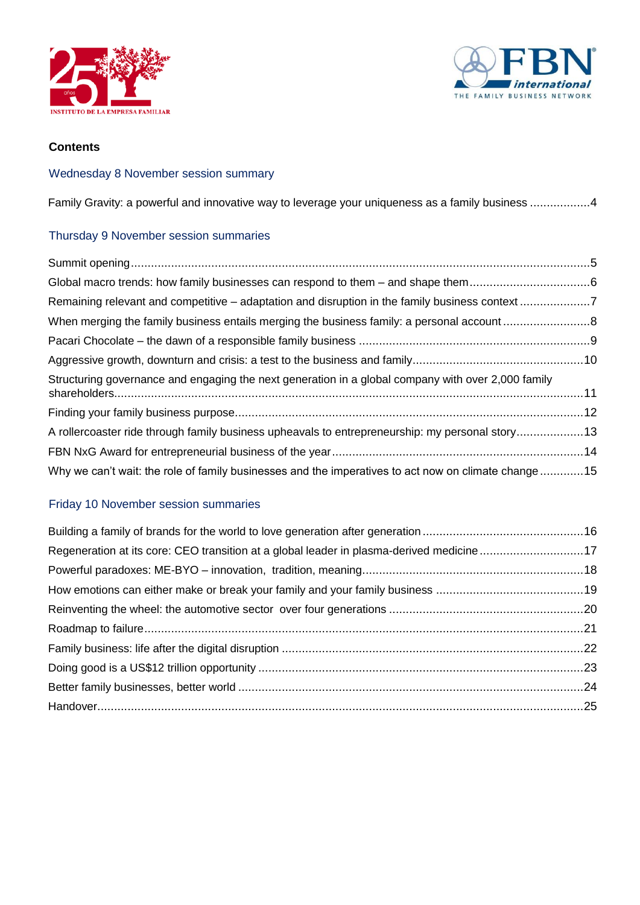**Contents**

## Wednesday 8 November session summary

Family Gravity: a powerful and innovative way to leverage your uniqueness as a family business ..................4

## Thursday 9 November session summaries

Summit opening ........................................................................................................................................5

Global macro trends: how family businesses can respond to them – and shape them ....................................6

Remaining relevant and competitive – adaptation and disruption in the family business context .....................7

When merging the family business entails merging the business family: a personal account ..........................8

Pacari Chocolate – the dawn of a responsible family business .....................................................................9

Aggressive growth, downturn and crisis: a test to the business and family...................................................10

Structuring governance and engaging the next generation in a global company with over 2,000 family shareholders...........................................................................................................................................11

Finding your family business purpose.......................................................................................................12

A rollercoaster ride through family business upheavals to entrepreneurship: my personal story....................13

FBN NxG Award for entrepreneurial business of the year...........................................................................14

Why we can't wait: the role of family businesses and the imperatives to act now on climate change .............15

## Friday 10 November session summaries

Building a family of brands for the world to love generation after generation ................................................16

Regeneration at its core: CEO transition at a global leader in plasma-derived medicine ...............................17

Powerful paradoxes: ME-BYO – innovation, tradition, meaning...................................................................18

How emotions can either make or break your family and your family business ............................................19

Reinventing the wheel: the automotive sector over four generations ..........................................................20

Roadmap to failure..................................................................................................................................21

Family business: life after the digital disruption .........................................................................................22

Doing good is a US$12 trillion opportunity ................................................................................................23

Better family businesses, better world .......................................................................................................24

Handover.................................................................................................................................................25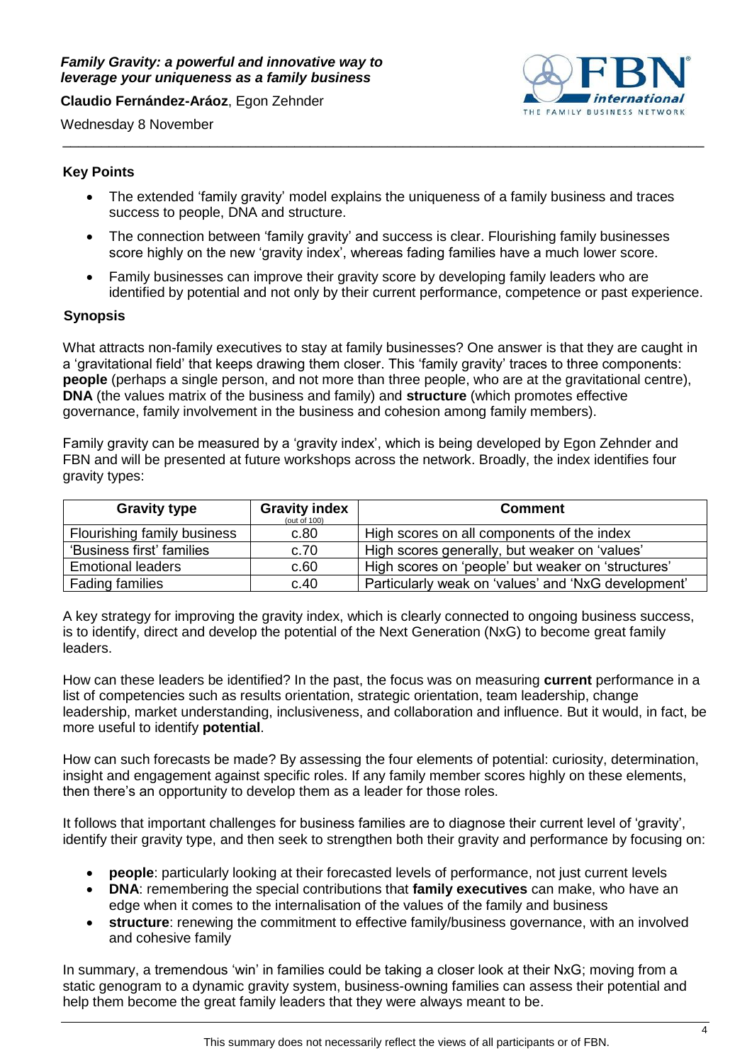***Family Gravity: a powerful and innovative way to leverage your uniqueness as a family business***

**Claudio Fernández-Aráoz**, Egon Zehnder

Wednesday 8 November

### Key Points

- The extended 'family gravity' model explains the uniqueness of a family business and traces success to people, DNA and structure.
- The connection between 'family gravity' and success is clear. Flourishing family businesses score highly on the new 'gravity index', whereas fading families have a much lower score.
- Family businesses can improve their gravity score by developing family leaders who are identified by potential and not only by their current performance, competence or past experience.

### Synopsis

What attracts non-family executives to stay at family businesses? One answer is that they are caught in a 'gravitational field' that keeps drawing them closer. This 'family gravity' traces to three components: **people** (perhaps a single person, and not more than three people, who are at the gravitational centre), **DNA** (the values matrix of the business and family) and **structure** (which promotes effective governance, family involvement in the business and cohesion among family members).

Family gravity can be measured by a 'gravity index', which is being developed by Egon Zehnder and FBN and will be presented at future workshops across the network. Broadly, the index identifies four gravity types:

| Gravity type | Gravity index (out of 100) | Comment |
|---|---|---|
| Flourishing family business | c.80 | High scores on all components of the index |
| 'Business first' families | c.70 | High scores generally, but weaker on 'values' |
| Emotional leaders | c.60 | High scores on 'people' but weaker on 'structures' |
| Fading families | c.40 | Particularly weak on 'values' and 'NxG development' |

A key strategy for improving the gravity index, which is clearly connected to ongoing business success, is to identify, direct and develop the potential of the Next Generation (NxG) to become great family leaders.

How can these leaders be identified? In the past, the focus was on measuring **current** performance in a list of competencies such as results orientation, strategic orientation, team leadership, change leadership, market understanding, inclusiveness, and collaboration and influence. But it would, in fact, be more useful to identify **potential**.

How can such forecasts be made? By assessing the four elements of potential: curiosity, determination, insight and engagement against specific roles. If any family member scores highly on these elements, then there's an opportunity to develop them as a leader for those roles.

It follows that important challenges for business families are to diagnose their current level of 'gravity', identify their gravity type, and then seek to strengthen both their gravity and performance by focusing on:

- **people**: particularly looking at their forecasted levels of performance, not just current levels
- **DNA**: remembering the special contributions that **family executives** can make, who have an edge when it comes to the internalisation of the values of the family and business
- **structure**: renewing the commitment to effective family/business governance, with an involved and cohesive family

In summary, a tremendous 'win' in families could be taking a closer look at their NxG; moving from a static genogram to a dynamic gravity system, business-owning families can assess their potential and help them become the great family leaders that they were always meant to be.

This summary does not necessarily reflect the views of all participants or of FBN.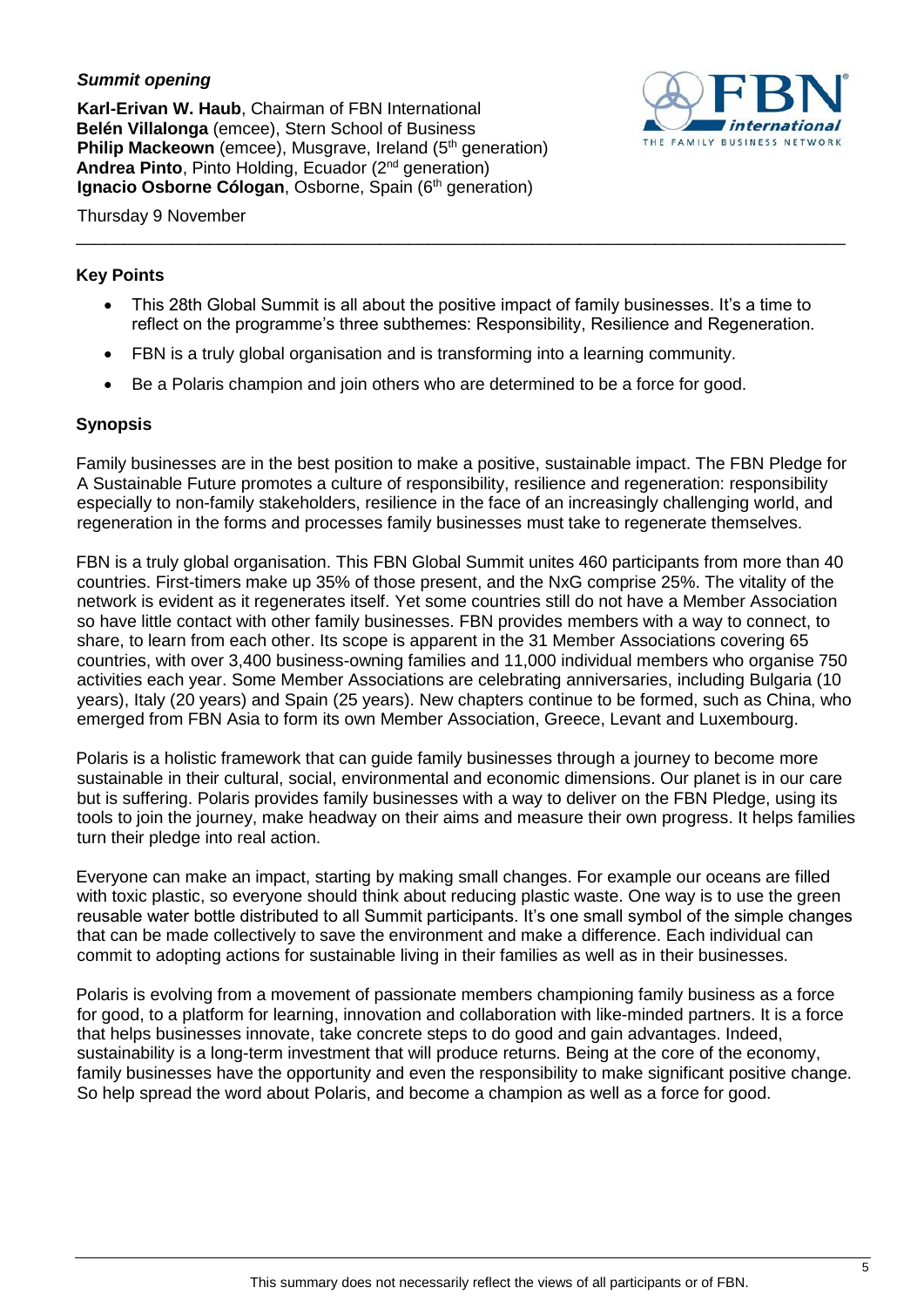***Summit opening***

**Karl-Erivan W. Haub**, Chairman of FBN International
**Belén Villalonga** (emcee), Stern School of Business
**Philip Mackeown** (emcee), Musgrave, Ireland (5th generation)
**Andrea Pinto**, Pinto Holding, Ecuador (2nd generation)
**Ignacio Osborne Cólogan**, Osborne, Spain (6th generation)

Thursday 9 November

---

### Key Points

- This 28th Global Summit is all about the positive impact of family businesses. It's a time to reflect on the programme's three subthemes: Responsibility, Resilience and Regeneration.
- FBN is a truly global organisation and is transforming into a learning community.
- Be a Polaris champion and join others who are determined to be a force for good.

### Synopsis

Family businesses are in the best position to make a positive, sustainable impact. The FBN Pledge for A Sustainable Future promotes a culture of responsibility, resilience and regeneration: responsibility especially to non-family stakeholders, resilience in the face of an increasingly challenging world, and regeneration in the forms and processes family businesses must take to regenerate themselves.

FBN is a truly global organisation. This FBN Global Summit unites 460 participants from more than 40 countries. First-timers make up 35% of those present, and the NxG comprise 25%. The vitality of the network is evident as it regenerates itself. Yet some countries still do not have a Member Association so have little contact with other family businesses. FBN provides members with a way to connect, to share, to learn from each other. Its scope is apparent in the 31 Member Associations covering 65 countries, with over 3,400 business-owning families and 11,000 individual members who organise 750 activities each year. Some Member Associations are celebrating anniversaries, including Bulgaria (10 years), Italy (20 years) and Spain (25 years). New chapters continue to be formed, such as China, who emerged from FBN Asia to form its own Member Association, Greece, Levant and Luxembourg.

Polaris is a holistic framework that can guide family businesses through a journey to become more sustainable in their cultural, social, environmental and economic dimensions. Our planet is in our care but is suffering. Polaris provides family businesses with a way to deliver on the FBN Pledge, using its tools to join the journey, make headway on their aims and measure their own progress. It helps families turn their pledge into real action.

Everyone can make an impact, starting by making small changes. For example our oceans are filled with toxic plastic, so everyone should think about reducing plastic waste. One way is to use the green reusable water bottle distributed to all Summit participants. It's one small symbol of the simple changes that can be made collectively to save the environment and make a difference. Each individual can commit to adopting actions for sustainable living in their families as well as in their businesses.

Polaris is evolving from a movement of passionate members championing family business as a force for good, to a platform for learning, innovation and collaboration with like-minded partners. It is a force that helps businesses innovate, take concrete steps to do good and gain advantages. Indeed, sustainability is a long-term investment that will produce returns. Being at the core of the economy, family businesses have the opportunity and even the responsibility to make significant positive change. So help spread the word about Polaris, and become a champion as well as a force for good.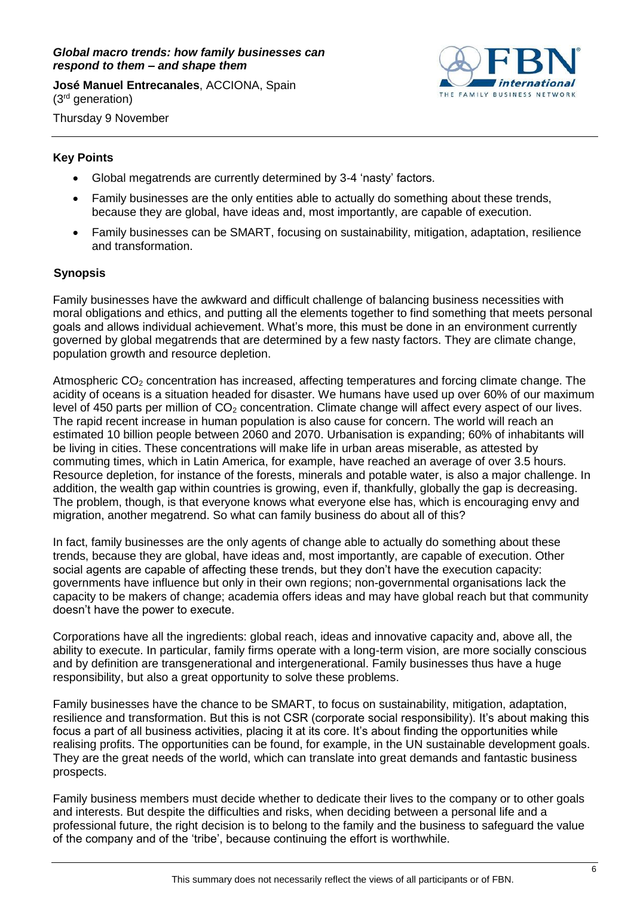***Global macro trends: how family businesses can respond to them – and shape them***

**José Manuel Entrecanales**, ACCIONA, Spain (3rd generation)

Thursday 9 November

## Key Points

- Global megatrends are currently determined by 3-4 'nasty' factors.
- Family businesses are the only entities able to actually do something about these trends, because they are global, have ideas and, most importantly, are capable of execution.
- Family businesses can be SMART, focusing on sustainability, mitigation, adaptation, resilience and transformation.

## Synopsis

Family businesses have the awkward and difficult challenge of balancing business necessities with moral obligations and ethics, and putting all the elements together to find something that meets personal goals and allows individual achievement. What's more, this must be done in an environment currently governed by global megatrends that are determined by a few nasty factors. They are climate change, population growth and resource depletion.

Atmospheric $CO_2$ concentration has increased, affecting temperatures and forcing climate change. The acidity of oceans is a situation headed for disaster. We humans have used up over 60% of our maximum level of 450 parts per million of $CO_2$ concentration. Climate change will affect every aspect of our lives. The rapid recent increase in human population is also cause for concern. The world will reach an estimated 10 billion people between 2060 and 2070. Urbanisation is expanding; 60% of inhabitants will be living in cities. These concentrations will make life in urban areas miserable, as attested by commuting times, which in Latin America, for example, have reached an average of over 3.5 hours. Resource depletion, for instance of the forests, minerals and potable water, is also a major challenge. In addition, the wealth gap within countries is growing, even if, thankfully, globally the gap is decreasing. The problem, though, is that everyone knows what everyone else has, which is encouraging envy and migration, another megatrend. So what can family business do about all of this?

In fact, family businesses are the only agents of change able to actually do something about these trends, because they are global, have ideas and, most importantly, are capable of execution. Other social agents are capable of affecting these trends, but they don't have the execution capacity: governments have influence but only in their own regions; non-governmental organisations lack the capacity to be makers of change; academia offers ideas and may have global reach but that community doesn't have the power to execute.

Corporations have all the ingredients: global reach, ideas and innovative capacity and, above all, the ability to execute. In particular, family firms operate with a long-term vision, are more socially conscious and by definition are transgenerational and intergenerational. Family businesses thus have a huge responsibility, but also a great opportunity to solve these problems.

Family businesses have the chance to be SMART, to focus on sustainability, mitigation, adaptation, resilience and transformation. But this is not CSR (corporate social responsibility). It's about making this focus a part of all business activities, placing it at its core. It's about finding the opportunities while realising profits. The opportunities can be found, for example, in the UN sustainable development goals. They are the great needs of the world, which can translate into great demands and fantastic business prospects.

Family business members must decide whether to dedicate their lives to the company or to other goals and interests. But despite the difficulties and risks, when deciding between a personal life and a professional future, the right decision is to belong to the family and the business to safeguard the value of the company and of the 'tribe', because continuing the effort is worthwhile.

This summary does not necessarily reflect the views of all participants or of FBN.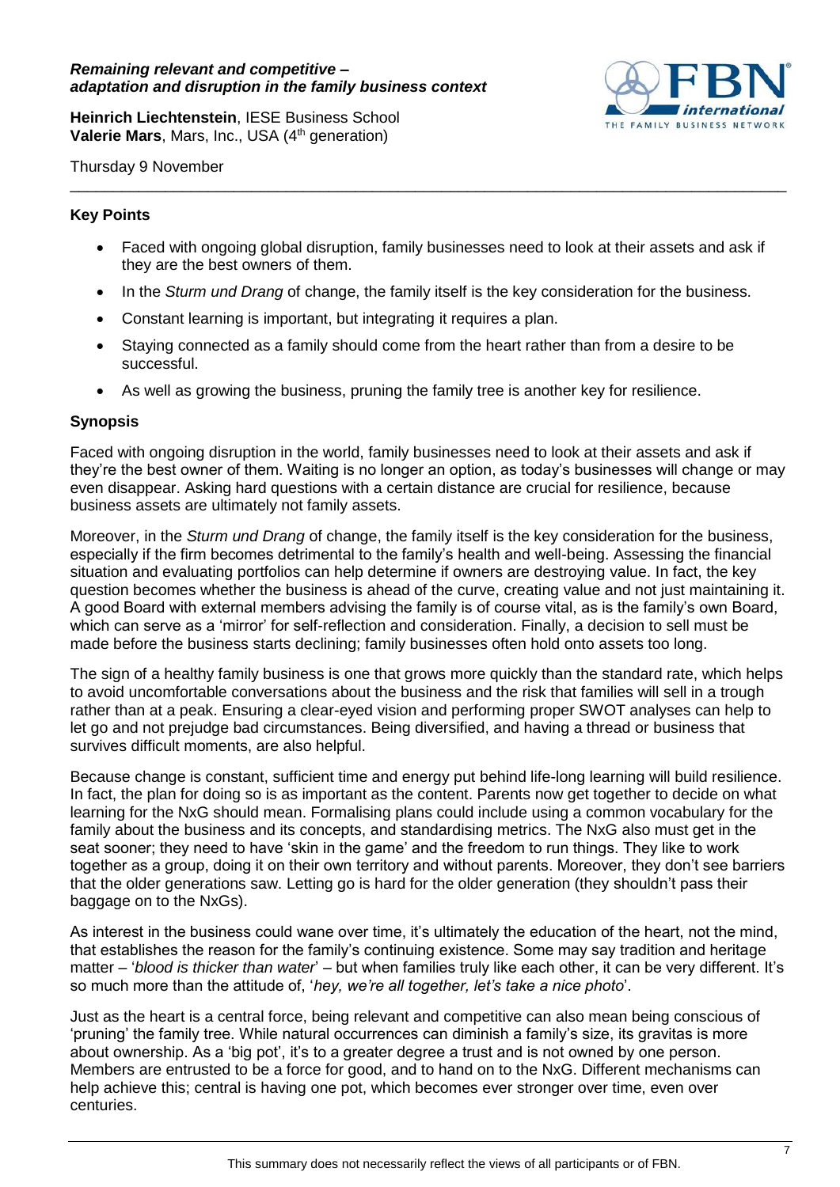***Remaining relevant and competitive – adaptation and disruption in the family business context***

**Heinrich Liechtenstein**, IESE Business School
**Valerie Mars**, Mars, Inc., USA (4th generation)

Thursday 9 November

### Key Points

- Faced with ongoing global disruption, family businesses need to look at their assets and ask if they are the best owners of them.
- In the *Sturm und Drang* of change, the family itself is the key consideration for the business.
- Constant learning is important, but integrating it requires a plan.
- Staying connected as a family should come from the heart rather than from a desire to be successful.
- As well as growing the business, pruning the family tree is another key for resilience.

### Synopsis

Faced with ongoing disruption in the world, family businesses need to look at their assets and ask if they're the best owner of them. Waiting is no longer an option, as today's businesses will change or may even disappear. Asking hard questions with a certain distance are crucial for resilience, because business assets are ultimately not family assets.

Moreover, in the *Sturm und Drang* of change, the family itself is the key consideration for the business, especially if the firm becomes detrimental to the family's health and well-being. Assessing the financial situation and evaluating portfolios can help determine if owners are destroying value. In fact, the key question becomes whether the business is ahead of the curve, creating value and not just maintaining it. A good Board with external members advising the family is of course vital, as is the family's own Board, which can serve as a 'mirror' for self-reflection and consideration. Finally, a decision to sell must be made before the business starts declining; family businesses often hold onto assets too long.

The sign of a healthy family business is one that grows more quickly than the standard rate, which helps to avoid uncomfortable conversations about the business and the risk that families will sell in a trough rather than at a peak. Ensuring a clear-eyed vision and performing proper SWOT analyses can help to let go and not prejudge bad circumstances. Being diversified, and having a thread or business that survives difficult moments, are also helpful.

Because change is constant, sufficient time and energy put behind life-long learning will build resilience. In fact, the plan for doing so is as important as the content. Parents now get together to decide on what learning for the NxG should mean. Formalising plans could include using a common vocabulary for the family about the business and its concepts, and standardising metrics. The NxG also must get in the seat sooner; they need to have 'skin in the game' and the freedom to run things. They like to work together as a group, doing it on their own territory and without parents. Moreover, they don't see barriers that the older generations saw. Letting go is hard for the older generation (they shouldn't pass their baggage on to the NxGs).

As interest in the business could wane over time, it's ultimately the education of the heart, not the mind, that establishes the reason for the family's continuing existence. Some may say tradition and heritage matter – '*blood is thicker than water*' – but when families truly like each other, it can be very different. It's so much more than the attitude of, '*hey, we're all together, let's take a nice photo*'.

Just as the heart is a central force, being relevant and competitive can also mean being conscious of 'pruning' the family tree. While natural occurrences can diminish a family's size, its gravitas is more about ownership. As a 'big pot', it's to a greater degree a trust and is not owned by one person. Members are entrusted to be a force for good, and to hand on to the NxG. Different mechanisms can help achieve this; central is having one pot, which becomes ever stronger over time, even over centuries.

This summary does not necessarily reflect the views of all participants or of FBN.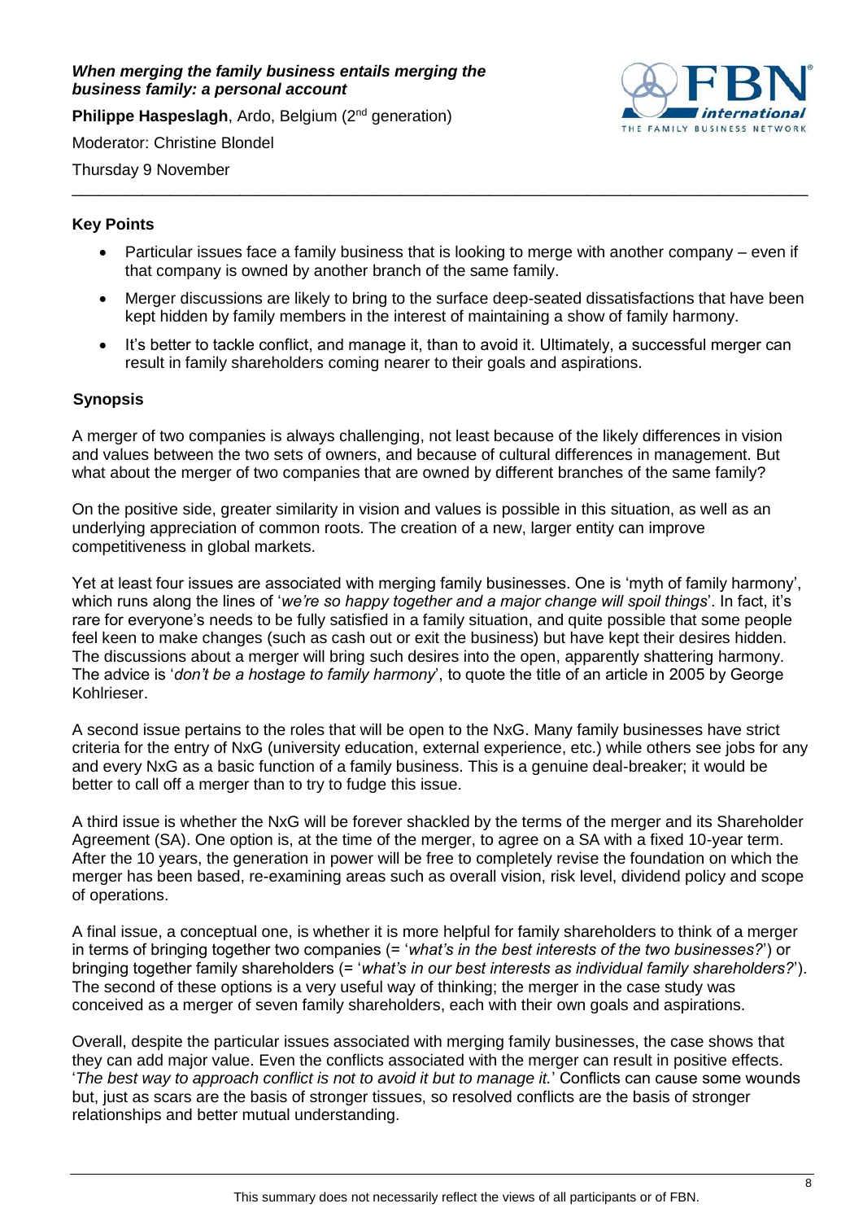***When merging the family business entails merging the business family: a personal account***

**Philippe Haspeslagh**, Ardo, Belgium (2nd generation)

Moderator: Christine Blondel

Thursday 9 November

---

**Key Points**

- Particular issues face a family business that is looking to merge with another company – even if that company is owned by another branch of the same family.
- Merger discussions are likely to bring to the surface deep-seated dissatisfactions that have been kept hidden by family members in the interest of maintaining a show of family harmony.
- It's better to tackle conflict, and manage it, than to avoid it. Ultimately, a successful merger can result in family shareholders coming nearer to their goals and aspirations.

**Synopsis**

A merger of two companies is always challenging, not least because of the likely differences in vision and values between the two sets of owners, and because of cultural differences in management. But what about the merger of two companies that are owned by different branches of the same family?

On the positive side, greater similarity in vision and values is possible in this situation, as well as an underlying appreciation of common roots. The creation of a new, larger entity can improve competitiveness in global markets.

Yet at least four issues are associated with merging family businesses. One is 'myth of family harmony', which runs along the lines of '*we're so happy together and a major change will spoil things*'. In fact, it's rare for everyone's needs to be fully satisfied in a family situation, and quite possible that some people feel keen to make changes (such as cash out or exit the business) but have kept their desires hidden. The discussions about a merger will bring such desires into the open, apparently shattering harmony. The advice is '*don't be a hostage to family harmony*', to quote the title of an article in 2005 by George Kohlrieser.

A second issue pertains to the roles that will be open to the NxG. Many family businesses have strict criteria for the entry of NxG (university education, external experience, etc.) while others see jobs for any and every NxG as a basic function of a family business. This is a genuine deal-breaker; it would be better to call off a merger than to try to fudge this issue.

A third issue is whether the NxG will be forever shackled by the terms of the merger and its Shareholder Agreement (SA). One option is, at the time of the merger, to agree on a SA with a fixed 10-year term. After the 10 years, the generation in power will be free to completely revise the foundation on which the merger has been based, re-examining areas such as overall vision, risk level, dividend policy and scope of operations.

A final issue, a conceptual one, is whether it is more helpful for family shareholders to think of a merger in terms of bringing together two companies (= '*what's in the best interests of the two businesses?*') or bringing together family shareholders (= '*what's in our best interests as individual family shareholders?*'). The second of these options is a very useful way of thinking; the merger in the case study was conceived as a merger of seven family shareholders, each with their own goals and aspirations.

Overall, despite the particular issues associated with merging family businesses, the case shows that they can add major value. Even the conflicts associated with the merger can result in positive effects. '*The best way to approach conflict is not to avoid it but to manage it.*' Conflicts can cause some wounds but, just as scars are the basis of stronger tissues, so resolved conflicts are the basis of stronger relationships and better mutual understanding.

This summary does not necessarily reflect the views of all participants or of FBN.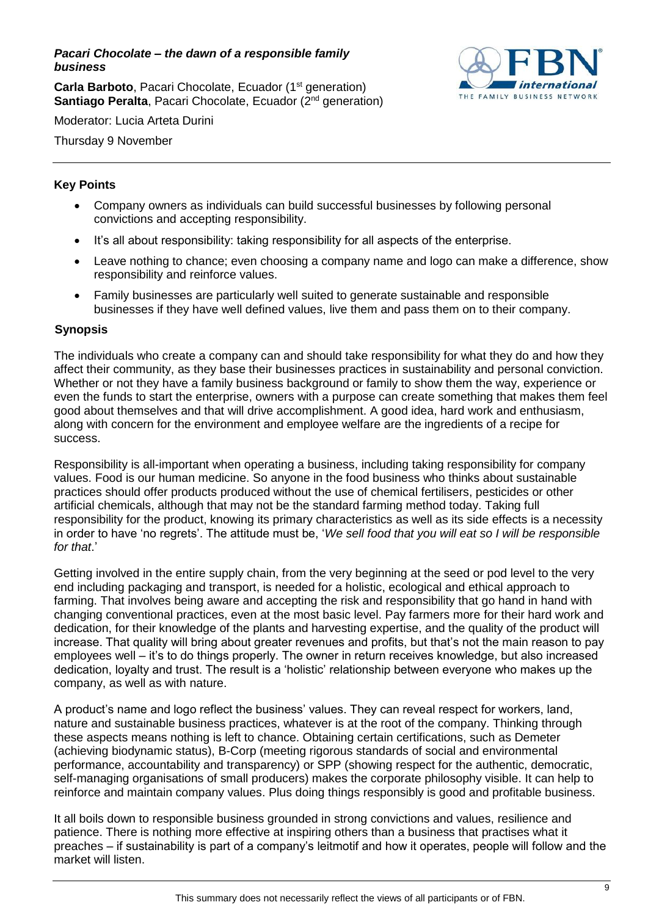***Pacari Chocolate – the dawn of a responsible family business***

**Carla Barboto**, Pacari Chocolate, Ecuador (1st generation)
**Santiago Peralta**, Pacari Chocolate, Ecuador (2nd generation)

Moderator: Lucia Arteta Durini

Thursday 9 November

## Key Points

- Company owners as individuals can build successful businesses by following personal convictions and accepting responsibility.
- It's all about responsibility: taking responsibility for all aspects of the enterprise.
- Leave nothing to chance; even choosing a company name and logo can make a difference, show responsibility and reinforce values.
- Family businesses are particularly well suited to generate sustainable and responsible businesses if they have well defined values, live them and pass them on to their company.

## Synopsis

The individuals who create a company can and should take responsibility for what they do and how they affect their community, as they base their businesses practices in sustainability and personal conviction. Whether or not they have a family business background or family to show them the way, experience or even the funds to start the enterprise, owners with a purpose can create something that makes them feel good about themselves and that will drive accomplishment. A good idea, hard work and enthusiasm, along with concern for the environment and employee welfare are the ingredients of a recipe for success.

Responsibility is all-important when operating a business, including taking responsibility for company values. Food is our human medicine. So anyone in the food business who thinks about sustainable practices should offer products produced without the use of chemical fertilisers, pesticides or other artificial chemicals, although that may not be the standard farming method today. Taking full responsibility for the product, knowing its primary characteristics as well as its side effects is a necessity in order to have 'no regrets'. The attitude must be, '*We sell food that you will eat so I will be responsible for that*.'

Getting involved in the entire supply chain, from the very beginning at the seed or pod level to the very end including packaging and transport, is needed for a holistic, ecological and ethical approach to farming. That involves being aware and accepting the risk and responsibility that go hand in hand with changing conventional practices, even at the most basic level. Pay farmers more for their hard work and dedication, for their knowledge of the plants and harvesting expertise, and the quality of the product will increase. That quality will bring about greater revenues and profits, but that's not the main reason to pay employees well – it's to do things properly. The owner in return receives knowledge, but also increased dedication, loyalty and trust. The result is a 'holistic' relationship between everyone who makes up the company, as well as with nature.

A product's name and logo reflect the business' values. They can reveal respect for workers, land, nature and sustainable business practices, whatever is at the root of the company. Thinking through these aspects means nothing is left to chance. Obtaining certain certifications, such as Demeter (achieving biodynamic status), B-Corp (meeting rigorous standards of social and environmental performance, accountability and transparency) or SPP (showing respect for the authentic, democratic, self-managing organisations of small producers) makes the corporate philosophy visible. It can help to reinforce and maintain company values. Plus doing things responsibly is good and profitable business.

It all boils down to responsible business grounded in strong convictions and values, resilience and patience. There is nothing more effective at inspiring others than a business that practises what it preaches – if sustainability is part of a company's leitmotif and how it operates, people will follow and the market will listen.

This summary does not necessarily reflect the views of all participants or of FBN.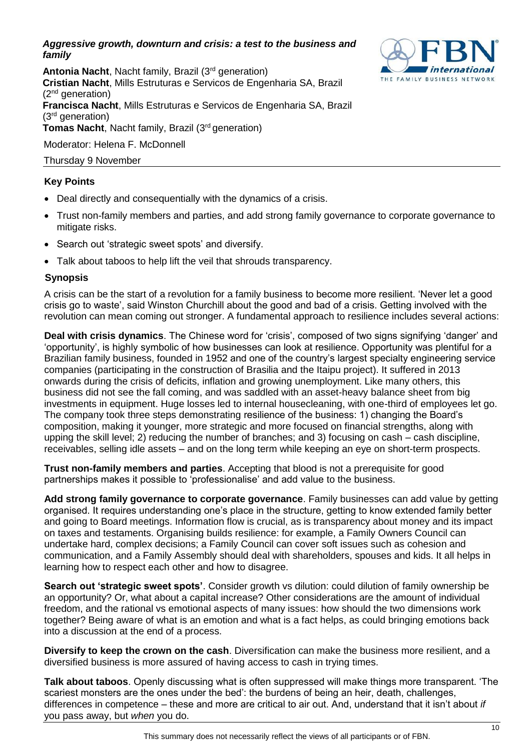***Aggressive growth, downturn and crisis: a test to the business and family***

**Antonia Nacht**, Nacht family, Brazil (3rd generation)
**Cristian Nacht**, Mills Estruturas e Servicos de Engenharia SA, Brazil (2nd generation)
**Francisca Nacht**, Mills Estruturas e Servicos de Engenharia SA, Brazil (3rd generation)
**Tomas Nacht**, Nacht family, Brazil (3rd generation)

Moderator: Helena F. McDonnell

Thursday 9 November

### Key Points

- Deal directly and consequentially with the dynamics of a crisis.
- Trust non-family members and parties, and add strong family governance to corporate governance to mitigate risks.
- Search out 'strategic sweet spots' and diversify.
- Talk about taboos to help lift the veil that shrouds transparency.

### Synopsis

A crisis can be the start of a revolution for a family business to become more resilient. 'Never let a good crisis go to waste', said Winston Churchill about the good and bad of a crisis. Getting involved with the revolution can mean coming out stronger. A fundamental approach to resilience includes several actions:

**Deal with crisis dynamics**. The Chinese word for 'crisis', composed of two signs signifying 'danger' and 'opportunity', is highly symbolic of how businesses can look at resilience. Opportunity was plentiful for a Brazilian family business, founded in 1952 and one of the country's largest specialty engineering service companies (participating in the construction of Brasilia and the Itaipu project). It suffered in 2013 onwards during the crisis of deficits, inflation and growing unemployment. Like many others, this business did not see the fall coming, and was saddled with an asset-heavy balance sheet from big investments in equipment. Huge losses led to internal housecleaning, with one-third of employees let go. The company took three steps demonstrating resilience of the business: 1) changing the Board's composition, making it younger, more strategic and more focused on financial strengths, along with upping the skill level; 2) reducing the number of branches; and 3) focusing on cash – cash discipline, receivables, selling idle assets – and on the long term while keeping an eye on short-term prospects.

**Trust non-family members and parties**. Accepting that blood is not a prerequisite for good partnerships makes it possible to 'professionalise' and add value to the business.

**Add strong family governance to corporate governance**. Family businesses can add value by getting organised. It requires understanding one's place in the structure, getting to know extended family better and going to Board meetings. Information flow is crucial, as is transparency about money and its impact on taxes and testaments. Organising builds resilience: for example, a Family Owners Council can undertake hard, complex decisions; a Family Council can cover soft issues such as cohesion and communication, and a Family Assembly should deal with shareholders, spouses and kids. It all helps in learning how to respect each other and how to disagree.

**Search out 'strategic sweet spots'**. Consider growth vs dilution: could dilution of family ownership be an opportunity? Or, what about a capital increase? Other considerations are the amount of individual freedom, and the rational vs emotional aspects of many issues: how should the two dimensions work together? Being aware of what is an emotion and what is a fact helps, as could bringing emotions back into a discussion at the end of a process.

**Diversify to keep the crown on the cash**. Diversification can make the business more resilient, and a diversified business is more assured of having access to cash in trying times.

**Talk about taboos**. Openly discussing what is often suppressed will make things more transparent. 'The scariest monsters are the ones under the bed': the burdens of being an heir, death, challenges, differences in competence – these and more are critical to air out. And, understand that it isn't about *if* you pass away, but *when* you do.

This summary does not necessarily reflect the views of all participants or of FBN.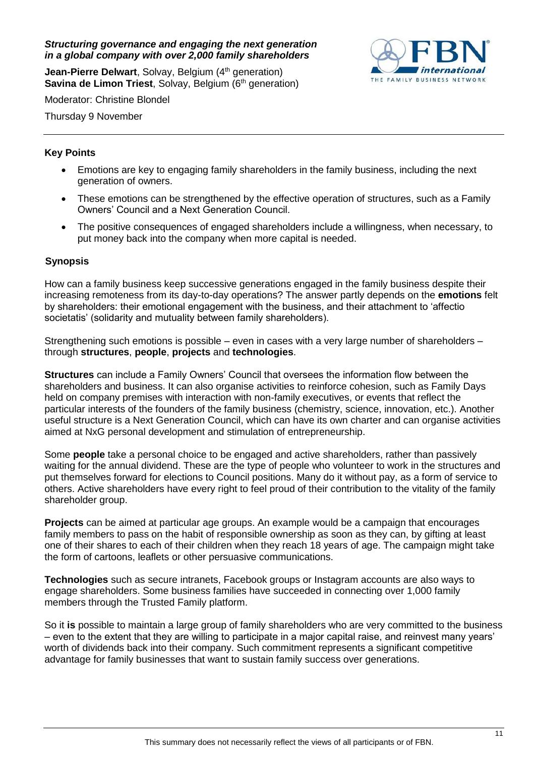***Structuring governance and engaging the next generation in a global company with over 2,000 family shareholders***

**Jean-Pierre Delwart**, Solvay, Belgium (4th generation)
**Savina de Limon Triest**, Solvay, Belgium (6th generation)

Moderator: Christine Blondel

Thursday 9 November

## Key Points

- Emotions are key to engaging family shareholders in the family business, including the next generation of owners.
- These emotions can be strengthened by the effective operation of structures, such as a Family Owners' Council and a Next Generation Council.
- The positive consequences of engaged shareholders include a willingness, when necessary, to put money back into the company when more capital is needed.

## Synopsis

How can a family business keep successive generations engaged in the family business despite their increasing remoteness from its day-to-day operations? The answer partly depends on the **emotions** felt by shareholders: their emotional engagement with the business, and their attachment to 'affectio societatis' (solidarity and mutuality between family shareholders).

Strengthening such emotions is possible – even in cases with a very large number of shareholders – through **structures**, **people**, **projects** and **technologies**.

**Structures** can include a Family Owners' Council that oversees the information flow between the shareholders and business. It can also organise activities to reinforce cohesion, such as Family Days held on company premises with interaction with non-family executives, or events that reflect the particular interests of the founders of the family business (chemistry, science, innovation, etc.). Another useful structure is a Next Generation Council, which can have its own charter and can organise activities aimed at NxG personal development and stimulation of entrepreneurship.

Some **people** take a personal choice to be engaged and active shareholders, rather than passively waiting for the annual dividend. These are the type of people who volunteer to work in the structures and put themselves forward for elections to Council positions. Many do it without pay, as a form of service to others. Active shareholders have every right to feel proud of their contribution to the vitality of the family shareholder group.

**Projects** can be aimed at particular age groups. An example would be a campaign that encourages family members to pass on the habit of responsible ownership as soon as they can, by gifting at least one of their shares to each of their children when they reach 18 years of age. The campaign might take the form of cartoons, leaflets or other persuasive communications.

**Technologies** such as secure intranets, Facebook groups or Instagram accounts are also ways to engage shareholders. Some business families have succeeded in connecting over 1,000 family members through the Trusted Family platform.

So it **is** possible to maintain a large group of family shareholders who are very committed to the business – even to the extent that they are willing to participate in a major capital raise, and reinvest many years' worth of dividends back into their company. Such commitment represents a significant competitive advantage for family businesses that want to sustain family success over generations.

This summary does not necessarily reflect the views of all participants or of FBN.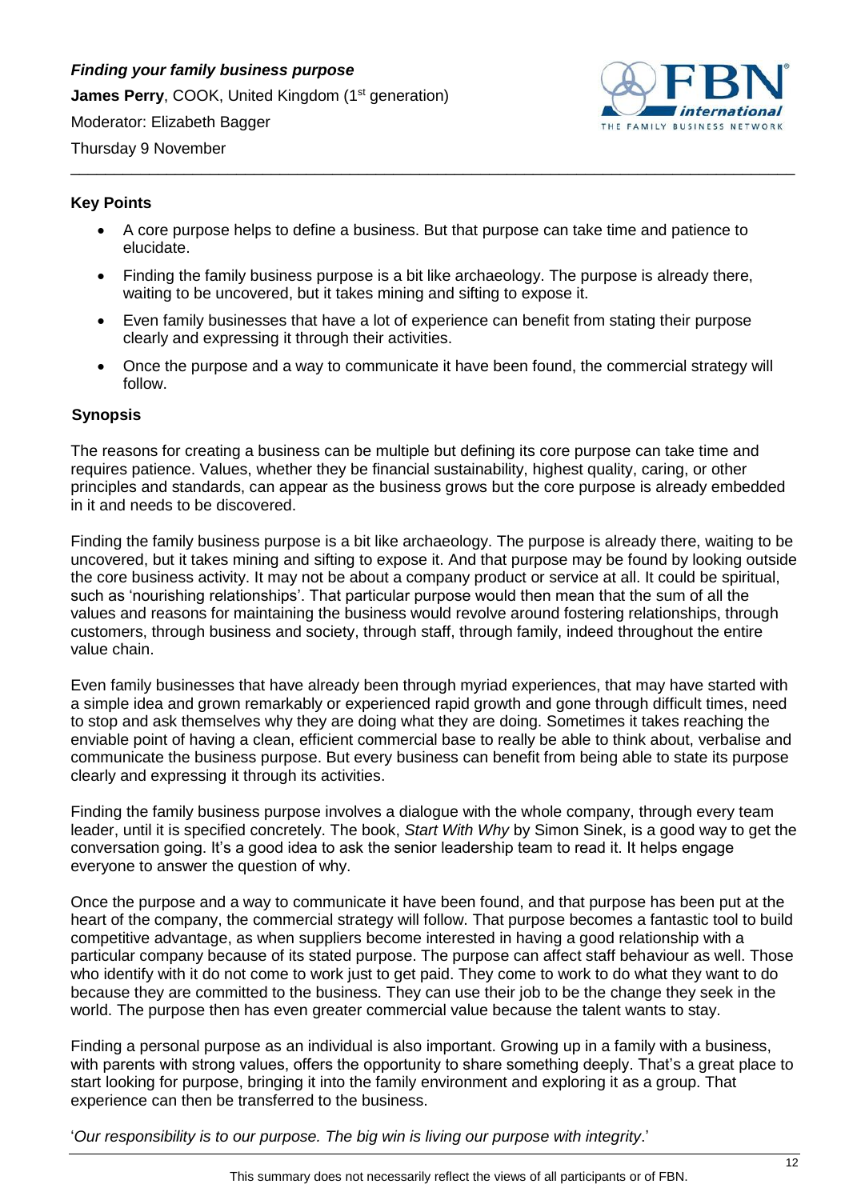***Finding your family business purpose***

**James Perry**, COOK, United Kingdom (1st generation)

Moderator: Elizabeth Bagger

Thursday 9 November

## Key Points

- A core purpose helps to define a business. But that purpose can take time and patience to elucidate.
- Finding the family business purpose is a bit like archaeology. The purpose is already there, waiting to be uncovered, but it takes mining and sifting to expose it.
- Even family businesses that have a lot of experience can benefit from stating their purpose clearly and expressing it through their activities.
- Once the purpose and a way to communicate it have been found, the commercial strategy will follow.

## Synopsis

The reasons for creating a business can be multiple but defining its core purpose can take time and requires patience. Values, whether they be financial sustainability, highest quality, caring, or other principles and standards, can appear as the business grows but the core purpose is already embedded in it and needs to be discovered.

Finding the family business purpose is a bit like archaeology. The purpose is already there, waiting to be uncovered, but it takes mining and sifting to expose it. And that purpose may be found by looking outside the core business activity. It may not be about a company product or service at all. It could be spiritual, such as 'nourishing relationships'. That particular purpose would then mean that the sum of all the values and reasons for maintaining the business would revolve around fostering relationships, through customers, through business and society, through staff, through family, indeed throughout the entire value chain.

Even family businesses that have already been through myriad experiences, that may have started with a simple idea and grown remarkably or experienced rapid growth and gone through difficult times, need to stop and ask themselves why they are doing what they are doing. Sometimes it takes reaching the enviable point of having a clean, efficient commercial base to really be able to think about, verbalise and communicate the business purpose. But every business can benefit from being able to state its purpose clearly and expressing it through its activities.

Finding the family business purpose involves a dialogue with the whole company, through every team leader, until it is specified concretely. The book, *Start With Why* by Simon Sinek, is a good way to get the conversation going. It's a good idea to ask the senior leadership team to read it. It helps engage everyone to answer the question of why.

Once the purpose and a way to communicate it have been found, and that purpose has been put at the heart of the company, the commercial strategy will follow. That purpose becomes a fantastic tool to build competitive advantage, as when suppliers become interested in having a good relationship with a particular company because of its stated purpose. The purpose can affect staff behaviour as well. Those who identify with it do not come to work just to get paid. They come to work to do what they want to do because they are committed to the business. They can use their job to be the change they seek in the world. The purpose then has even greater commercial value because the talent wants to stay.

Finding a personal purpose as an individual is also important. Growing up in a family with a business, with parents with strong values, offers the opportunity to share something deeply. That's a great place to start looking for purpose, bringing it into the family environment and exploring it as a group. That experience can then be transferred to the business.

'*Our responsibility is to our purpose. The big win is living our purpose with integrity*.'

This summary does not necessarily reflect the views of all participants or of FBN.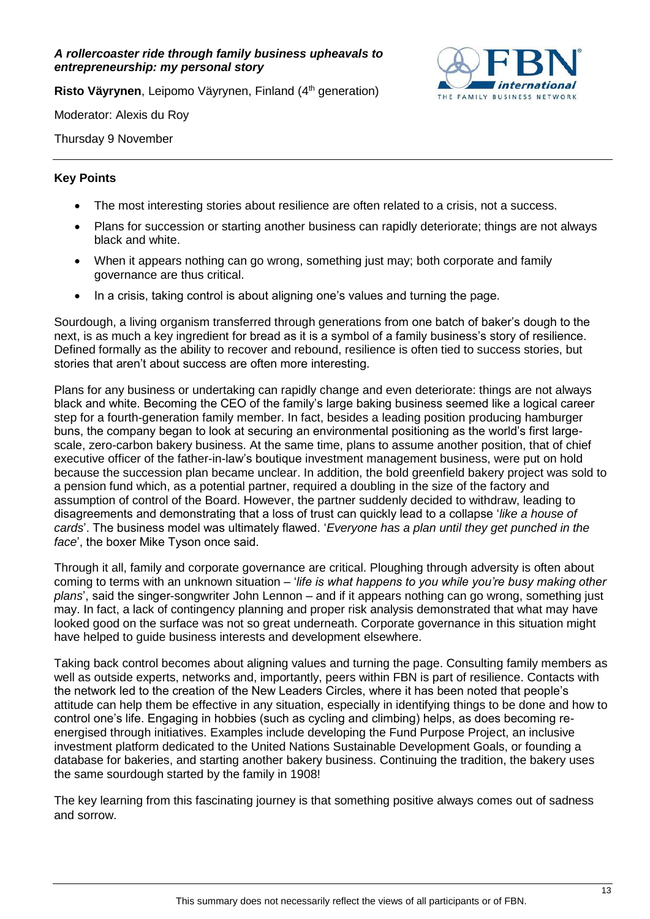***A rollercoaster ride through family business upheavals to entrepreneurship: my personal story***

**Risto Väyrynen**, Leipomo Väyrynen, Finland (4th generation)

Moderator: Alexis du Roy

Thursday 9 November

**Key Points**

- The most interesting stories about resilience are often related to a crisis, not a success.
- Plans for succession or starting another business can rapidly deteriorate; things are not always black and white.
- When it appears nothing can go wrong, something just may; both corporate and family governance are thus critical.
- In a crisis, taking control is about aligning one's values and turning the page.

Sourdough, a living organism transferred through generations from one batch of baker's dough to the next, is as much a key ingredient for bread as it is a symbol of a family business's story of resilience. Defined formally as the ability to recover and rebound, resilience is often tied to success stories, but stories that aren't about success are often more interesting.

Plans for any business or undertaking can rapidly change and even deteriorate: things are not always black and white. Becoming the CEO of the family's large baking business seemed like a logical career step for a fourth-generation family member. In fact, besides a leading position producing hamburger buns, the company began to look at securing an environmental positioning as the world's first large-scale, zero-carbon bakery business. At the same time, plans to assume another position, that of chief executive officer of the father-in-law's boutique investment management business, were put on hold because the succession plan became unclear. In addition, the bold greenfield bakery project was sold to a pension fund which, as a potential partner, required a doubling in the size of the factory and assumption of control of the Board. However, the partner suddenly decided to withdraw, leading to disagreements and demonstrating that a loss of trust can quickly lead to a collapse '*like a house of cards*'. The business model was ultimately flawed. '*Everyone has a plan until they get punched in the face*', the boxer Mike Tyson once said.

Through it all, family and corporate governance are critical. Ploughing through adversity is often about coming to terms with an unknown situation – '*life is what happens to you while you're busy making other plans*', said the singer-songwriter John Lennon – and if it appears nothing can go wrong, something just may. In fact, a lack of contingency planning and proper risk analysis demonstrated that what may have looked good on the surface was not so great underneath. Corporate governance in this situation might have helped to guide business interests and development elsewhere.

Taking back control becomes about aligning values and turning the page. Consulting family members as well as outside experts, networks and, importantly, peers within FBN is part of resilience. Contacts with the network led to the creation of the New Leaders Circles, where it has been noted that people's attitude can help them be effective in any situation, especially in identifying things to be done and how to control one's life. Engaging in hobbies (such as cycling and climbing) helps, as does becoming re-energised through initiatives. Examples include developing the Fund Purpose Project, an inclusive investment platform dedicated to the United Nations Sustainable Development Goals, or founding a database for bakeries, and starting another bakery business. Continuing the tradition, the bakery uses the same sourdough started by the family in 1908!

The key learning from this fascinating journey is that something positive always comes out of sadness and sorrow.

This summary does not necessarily reflect the views of all participants or of FBN.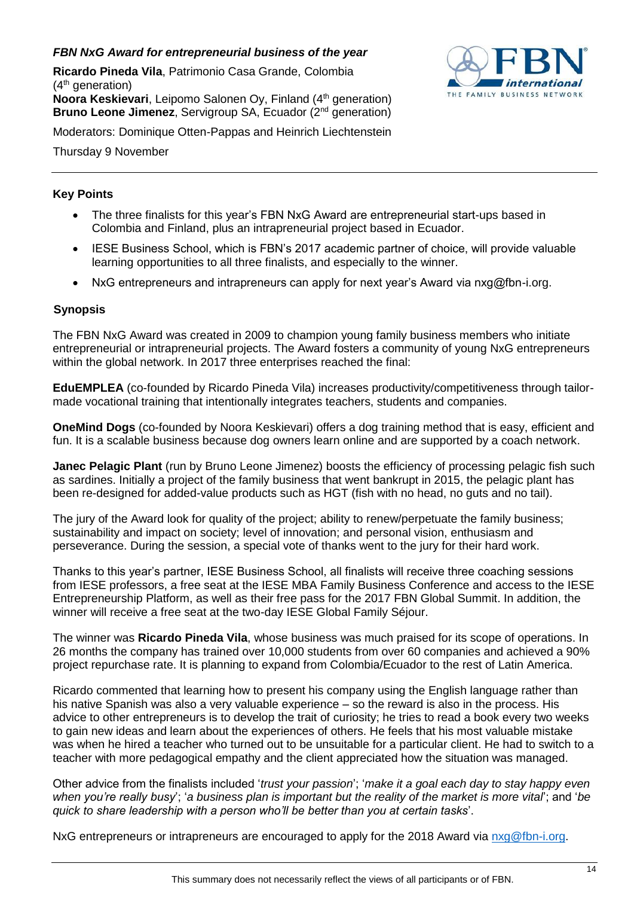### *FBN NxG Award for entrepreneurial business of the year*

**Ricardo Pineda Vila**, Patrimonio Casa Grande, Colombia (4th generation)
**Noora Keskievari**, Leipomo Salonen Oy, Finland (4th generation)
**Bruno Leone Jimenez**, Servigroup SA, Ecuador (2nd generation)

Moderators: Dominique Otten-Pappas and Heinrich Liechtenstein

Thursday 9 November

---

#### Key Points

- The three finalists for this year's FBN NxG Award are entrepreneurial start-ups based in Colombia and Finland, plus an intrapreneurial project based in Ecuador.
- IESE Business School, which is FBN's 2017 academic partner of choice, will provide valuable learning opportunities to all three finalists, and especially to the winner.
- NxG entrepreneurs and intrapreneurs can apply for next year's Award via nxg@fbn-i.org.

#### Synopsis

The FBN NxG Award was created in 2009 to champion young family business members who initiate entrepreneurial or intrapreneurial projects. The Award fosters a community of young NxG entrepreneurs within the global network. In 2017 three enterprises reached the final:

**EduEMPLEA** (co-founded by Ricardo Pineda Vila) increases productivity/competitiveness through tailor-made vocational training that intentionally integrates teachers, students and companies.

**OneMind Dogs** (co-founded by Noora Keskievari) offers a dog training method that is easy, efficient and fun. It is a scalable business because dog owners learn online and are supported by a coach network.

**Janec Pelagic Plant** (run by Bruno Leone Jimenez) boosts the efficiency of processing pelagic fish such as sardines. Initially a project of the family business that went bankrupt in 2015, the pelagic plant has been re-designed for added-value products such as HGT (fish with no head, no guts and no tail).

The jury of the Award look for quality of the project; ability to renew/perpetuate the family business; sustainability and impact on society; level of innovation; and personal vision, enthusiasm and perseverance. During the session, a special vote of thanks went to the jury for their hard work.

Thanks to this year's partner, IESE Business School, all finalists will receive three coaching sessions from IESE professors, a free seat at the IESE MBA Family Business Conference and access to the IESE Entrepreneurship Platform, as well as their free pass for the 2017 FBN Global Summit. In addition, the winner will receive a free seat at the two-day IESE Global Family Séjour.

The winner was **Ricardo Pineda Vila**, whose business was much praised for its scope of operations. In 26 months the company has trained over 10,000 students from over 60 companies and achieved a 90% project repurchase rate. It is planning to expand from Colombia/Ecuador to the rest of Latin America.

Ricardo commented that learning how to present his company using the English language rather than his native Spanish was also a very valuable experience – so the reward is also in the process. His advice to other entrepreneurs is to develop the trait of curiosity; he tries to read a book every two weeks to gain new ideas and learn about the experiences of others. He feels that his most valuable mistake was when he hired a teacher who turned out to be unsuitable for a particular client. He had to switch to a teacher with more pedagogical empathy and the client appreciated how the situation was managed.

Other advice from the finalists included '*trust your passion*'; '*make it a goal each day to stay happy even when you're really busy*'; '*a business plan is important but the reality of the market is more vital*'; and '*be quick to share leadership with a person who'll be better than you at certain tasks*'.

NxG entrepreneurs or intrapreneurs are encouraged to apply for the 2018 Award via nxg@fbn-i.org.

This summary does not necessarily reflect the views of all participants or of FBN.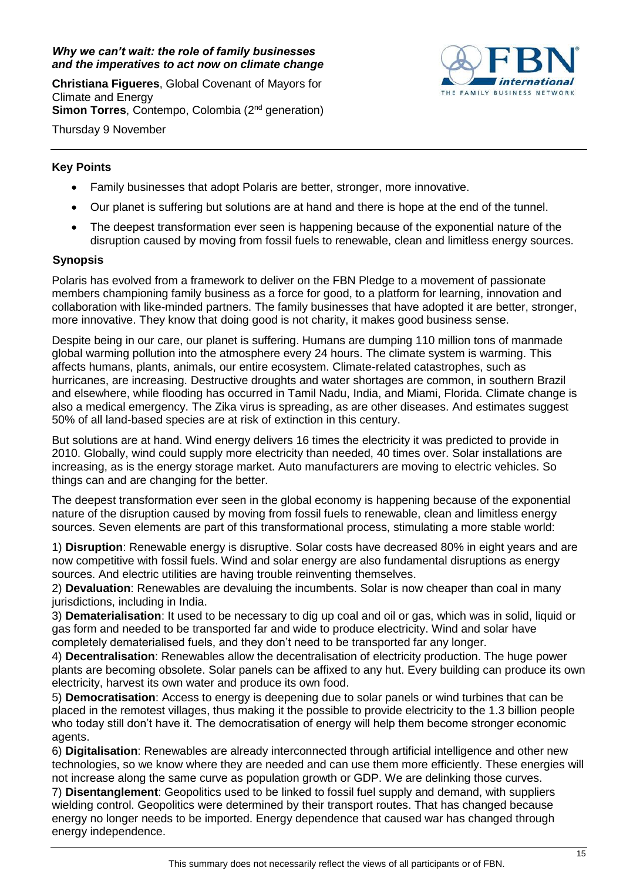***Why we can't wait: the role of family businesses and the imperatives to act now on climate change***

**Christiana Figueres**, Global Covenant of Mayors for Climate and Energy
**Simon Torres**, Contempo, Colombia (2nd generation)

Thursday 9 November

## Key Points

- Family businesses that adopt Polaris are better, stronger, more innovative.
- Our planet is suffering but solutions are at hand and there is hope at the end of the tunnel.
- The deepest transformation ever seen is happening because of the exponential nature of the disruption caused by moving from fossil fuels to renewable, clean and limitless energy sources.

## Synopsis

Polaris has evolved from a framework to deliver on the FBN Pledge to a movement of passionate members championing family business as a force for good, to a platform for learning, innovation and collaboration with like-minded partners. The family businesses that have adopted it are better, stronger, more innovative. They know that doing good is not charity, it makes good business sense.

Despite being in our care, our planet is suffering. Humans are dumping 110 million tons of manmade global warming pollution into the atmosphere every 24 hours. The climate system is warming. This affects humans, plants, animals, our entire ecosystem. Climate-related catastrophes, such as hurricanes, are increasing. Destructive droughts and water shortages are common, in southern Brazil and elsewhere, while flooding has occurred in Tamil Nadu, India, and Miami, Florida. Climate change is also a medical emergency. The Zika virus is spreading, as are other diseases. And estimates suggest 50% of all land-based species are at risk of extinction in this century.

But solutions are at hand. Wind energy delivers 16 times the electricity it was predicted to provide in 2010. Globally, wind could supply more electricity than needed, 40 times over. Solar installations are increasing, as is the energy storage market. Auto manufacturers are moving to electric vehicles. So things can and are changing for the better.

The deepest transformation ever seen in the global economy is happening because of the exponential nature of the disruption caused by moving from fossil fuels to renewable, clean and limitless energy sources. Seven elements are part of this transformational process, stimulating a more stable world:

1) **Disruption**: Renewable energy is disruptive. Solar costs have decreased 80% in eight years and are now competitive with fossil fuels. Wind and solar energy are also fundamental disruptions as energy sources. And electric utilities are having trouble reinventing themselves.
2) **Devaluation**: Renewables are devaluing the incumbents. Solar is now cheaper than coal in many jurisdictions, including in India.
3) **Dematerialisation**: It used to be necessary to dig up coal and oil or gas, which was in solid, liquid or gas form and needed to be transported far and wide to produce electricity. Wind and solar have completely dematerialised fuels, and they don't need to be transported far any longer.
4) **Decentralisation**: Renewables allow the decentralisation of electricity production. The huge power plants are becoming obsolete. Solar panels can be affixed to any hut. Every building can produce its own electricity, harvest its own water and produce its own food.
5) **Democratisation**: Access to energy is deepening due to solar panels or wind turbines that can be placed in the remotest villages, thus making it the possible to provide electricity to the 1.3 billion people who today still don't have it. The democratisation of energy will help them become stronger economic agents.
6) **Digitalisation**: Renewables are already interconnected through artificial intelligence and other new technologies, so we know where they are needed and can use them more efficiently. These energies will not increase along the same curve as population growth or GDP. We are delinking those curves.
7) **Disentanglement**: Geopolitics used to be linked to fossil fuel supply and demand, with suppliers wielding control. Geopolitics were determined by their transport routes. That has changed because energy no longer needs to be imported. Energy dependence that caused war has changed through energy independence.

This summary does not necessarily reflect the views of all participants or of FBN.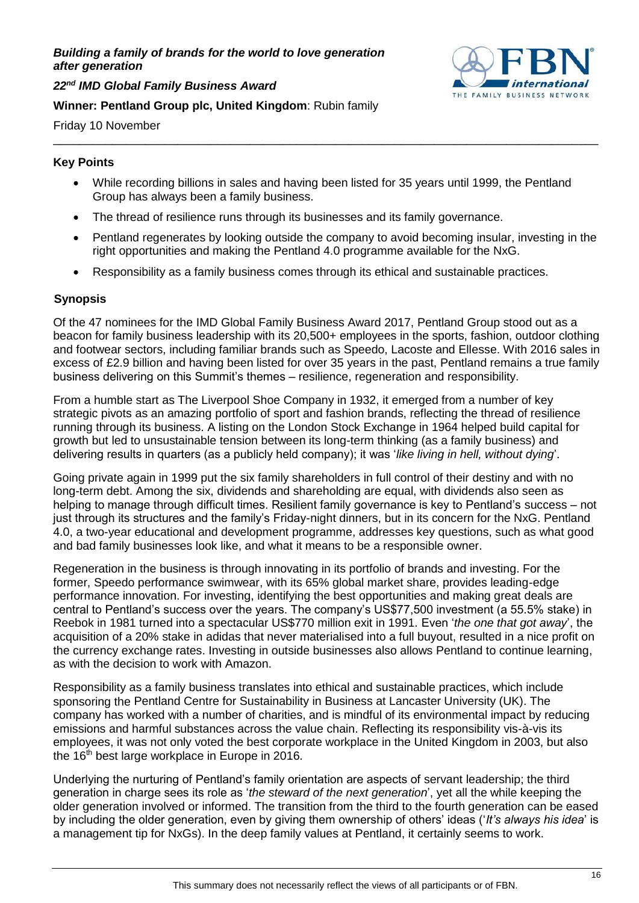***Building a family of brands for the world to love generation after generation***

***22nd IMD Global Family Business Award***

**Winner: Pentland Group plc, United Kingdom**: Rubin family

Friday 10 November

### Key Points

- While recording billions in sales and having been listed for 35 years until 1999, the Pentland Group has always been a family business.
- The thread of resilience runs through its businesses and its family governance.
- Pentland regenerates by looking outside the company to avoid becoming insular, investing in the right opportunities and making the Pentland 4.0 programme available for the NxG.
- Responsibility as a family business comes through its ethical and sustainable practices.

### Synopsis

Of the 47 nominees for the IMD Global Family Business Award 2017, Pentland Group stood out as a beacon for family business leadership with its 20,500+ employees in the sports, fashion, outdoor clothing and footwear sectors, including familiar brands such as Speedo, Lacoste and Ellesse. With 2016 sales in excess of £2.9 billion and having been listed for over 35 years in the past, Pentland remains a true family business delivering on this Summit's themes – resilience, regeneration and responsibility.

From a humble start as The Liverpool Shoe Company in 1932, it emerged from a number of key strategic pivots as an amazing portfolio of sport and fashion brands, reflecting the thread of resilience running through its business. A listing on the London Stock Exchange in 1964 helped build capital for growth but led to unsustainable tension between its long-term thinking (as a family business) and delivering results in quarters (as a publicly held company); it was '*like living in hell, without dying*'.

Going private again in 1999 put the six family shareholders in full control of their destiny and with no long-term debt. Among the six, dividends and shareholding are equal, with dividends also seen as helping to manage through difficult times. Resilient family governance is key to Pentland's success – not just through its structures and the family's Friday-night dinners, but in its concern for the NxG. Pentland 4.0, a two-year educational and development programme, addresses key questions, such as what good and bad family businesses look like, and what it means to be a responsible owner.

Regeneration in the business is through innovating in its portfolio of brands and investing. For the former, Speedo performance swimwear, with its 65% global market share, provides leading-edge performance innovation. For investing, identifying the best opportunities and making great deals are central to Pentland's success over the years. The company's US$77,500 investment (a 55.5% stake) in Reebok in 1981 turned into a spectacular US$770 million exit in 1991. Even '*the one that got away*', the acquisition of a 20% stake in adidas that never materialised into a full buyout, resulted in a nice profit on the currency exchange rates. Investing in outside businesses also allows Pentland to continue learning, as with the decision to work with Amazon.

Responsibility as a family business translates into ethical and sustainable practices, which include sponsoring the Pentland Centre for Sustainability in Business at Lancaster University (UK). The company has worked with a number of charities, and is mindful of its environmental impact by reducing emissions and harmful substances across the value chain. Reflecting its responsibility vis-à-vis its employees, it was not only voted the best corporate workplace in the United Kingdom in 2003, but also the 16th best large workplace in Europe in 2016.

Underlying the nurturing of Pentland's family orientation are aspects of servant leadership; the third generation in charge sees its role as '*the steward of the next generation*', yet all the while keeping the older generation involved or informed. The transition from the third to the fourth generation can be eased by including the older generation, even by giving them ownership of others' ideas ('*It's always his idea*' is a management tip for NxGs). In the deep family values at Pentland, it certainly seems to work.

This summary does not necessarily reflect the views of all participants or of FBN.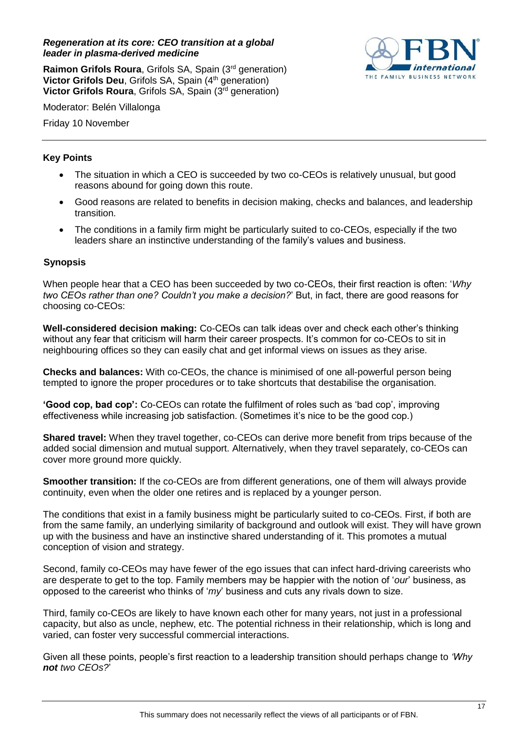***Regeneration at its core: CEO transition at a global leader in plasma-derived medicine***

**Raimon Grifols Roura**, Grifols SA, Spain (3rd generation)
**Victor Grifols Deu**, Grifols SA, Spain (4th generation)
**Victor Grifols Roura**, Grifols SA, Spain (3rd generation)

Moderator: Belén Villalonga

Friday 10 November

---

## Key Points

- The situation in which a CEO is succeeded by two co-CEOs is relatively unusual, but good reasons abound for going down this route.
- Good reasons are related to benefits in decision making, checks and balances, and leadership transition.
- The conditions in a family firm might be particularly suited to co-CEOs, especially if the two leaders share an instinctive understanding of the family's values and business.

## Synopsis

When people hear that a CEO has been succeeded by two co-CEOs, their first reaction is often: '*Why two CEOs rather than one? Couldn't you make a decision?*' But, in fact, there are good reasons for choosing co-CEOs:

**Well-considered decision making:** Co-CEOs can talk ideas over and check each other's thinking without any fear that criticism will harm their career prospects. It's common for co-CEOs to sit in neighbouring offices so they can easily chat and get informal views on issues as they arise.

**Checks and balances:** With co-CEOs, the chance is minimised of one all-powerful person being tempted to ignore the proper procedures or to take shortcuts that destabilise the organisation.

**'Good cop, bad cop':** Co-CEOs can rotate the fulfilment of roles such as 'bad cop', improving effectiveness while increasing job satisfaction. (Sometimes it's nice to be the good cop.)

**Shared travel:** When they travel together, co-CEOs can derive more benefit from trips because of the added social dimension and mutual support. Alternatively, when they travel separately, co-CEOs can cover more ground more quickly.

**Smoother transition:** If the co-CEOs are from different generations, one of them will always provide continuity, even when the older one retires and is replaced by a younger person.

The conditions that exist in a family business might be particularly suited to co-CEOs. First, if both are from the same family, an underlying similarity of background and outlook will exist. They will have grown up with the business and have an instinctive shared understanding of it. This promotes a mutual conception of vision and strategy.

Second, family co-CEOs may have fewer of the ego issues that can infect hard-driving careerists who are desperate to get to the top. Family members may be happier with the notion of '*our*' business, as opposed to the careerist who thinks of '*my*' business and cuts any rivals down to size.

Third, family co-CEOs are likely to have known each other for many years, not just in a professional capacity, but also as uncle, nephew, etc. The potential richness in their relationship, which is long and varied, can foster very successful commercial interactions.

Given all these points, people's first reaction to a leadership transition should perhaps change to *'Why **not** two CEOs?*'

---

This summary does not necessarily reflect the views of all participants or of FBN.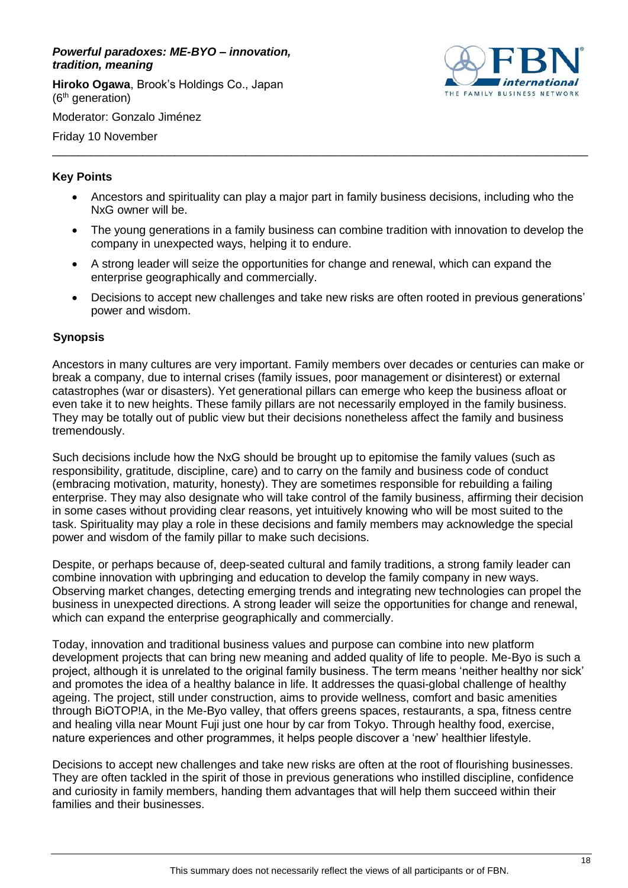***Powerful paradoxes: ME-BYO – innovation, tradition, meaning***

**Hiroko Ogawa**, Brook's Holdings Co., Japan (6th generation)

Moderator: Gonzalo Jiménez

Friday 10 November

## Key Points

- Ancestors and spirituality can play a major part in family business decisions, including who the NxG owner will be.
- The young generations in a family business can combine tradition with innovation to develop the company in unexpected ways, helping it to endure.
- A strong leader will seize the opportunities for change and renewal, which can expand the enterprise geographically and commercially.
- Decisions to accept new challenges and take new risks are often rooted in previous generations' power and wisdom.

## Synopsis

Ancestors in many cultures are very important. Family members over decades or centuries can make or break a company, due to internal crises (family issues, poor management or disinterest) or external catastrophes (war or disasters). Yet generational pillars can emerge who keep the business afloat or even take it to new heights. These family pillars are not necessarily employed in the family business. They may be totally out of public view but their decisions nonetheless affect the family and business tremendously.

Such decisions include how the NxG should be brought up to epitomise the family values (such as responsibility, gratitude, discipline, care) and to carry on the family and business code of conduct (embracing motivation, maturity, honesty). They are sometimes responsible for rebuilding a failing enterprise. They may also designate who will take control of the family business, affirming their decision in some cases without providing clear reasons, yet intuitively knowing who will be most suited to the task. Spirituality may play a role in these decisions and family members may acknowledge the special power and wisdom of the family pillar to make such decisions.

Despite, or perhaps because of, deep-seated cultural and family traditions, a strong family leader can combine innovation with upbringing and education to develop the family company in new ways. Observing market changes, detecting emerging trends and integrating new technologies can propel the business in unexpected directions. A strong leader will seize the opportunities for change and renewal, which can expand the enterprise geographically and commercially.

Today, innovation and traditional business values and purpose can combine into new platform development projects that can bring new meaning and added quality of life to people. Me-Byo is such a project, although it is unrelated to the original family business. The term means 'neither healthy nor sick' and promotes the idea of a healthy balance in life. It addresses the quasi-global challenge of healthy ageing. The project, still under construction, aims to provide wellness, comfort and basic amenities through BiOTOP!A, in the Me-Byo valley, that offers greens spaces, restaurants, a spa, fitness centre and healing villa near Mount Fuji just one hour by car from Tokyo. Through healthy food, exercise, nature experiences and other programmes, it helps people discover a 'new' healthier lifestyle.

Decisions to accept new challenges and take new risks are often at the root of flourishing businesses. They are often tackled in the spirit of those in previous generations who instilled discipline, confidence and curiosity in family members, handing them advantages that will help them succeed within their families and their businesses.

This summary does not necessarily reflect the views of all participants or of FBN.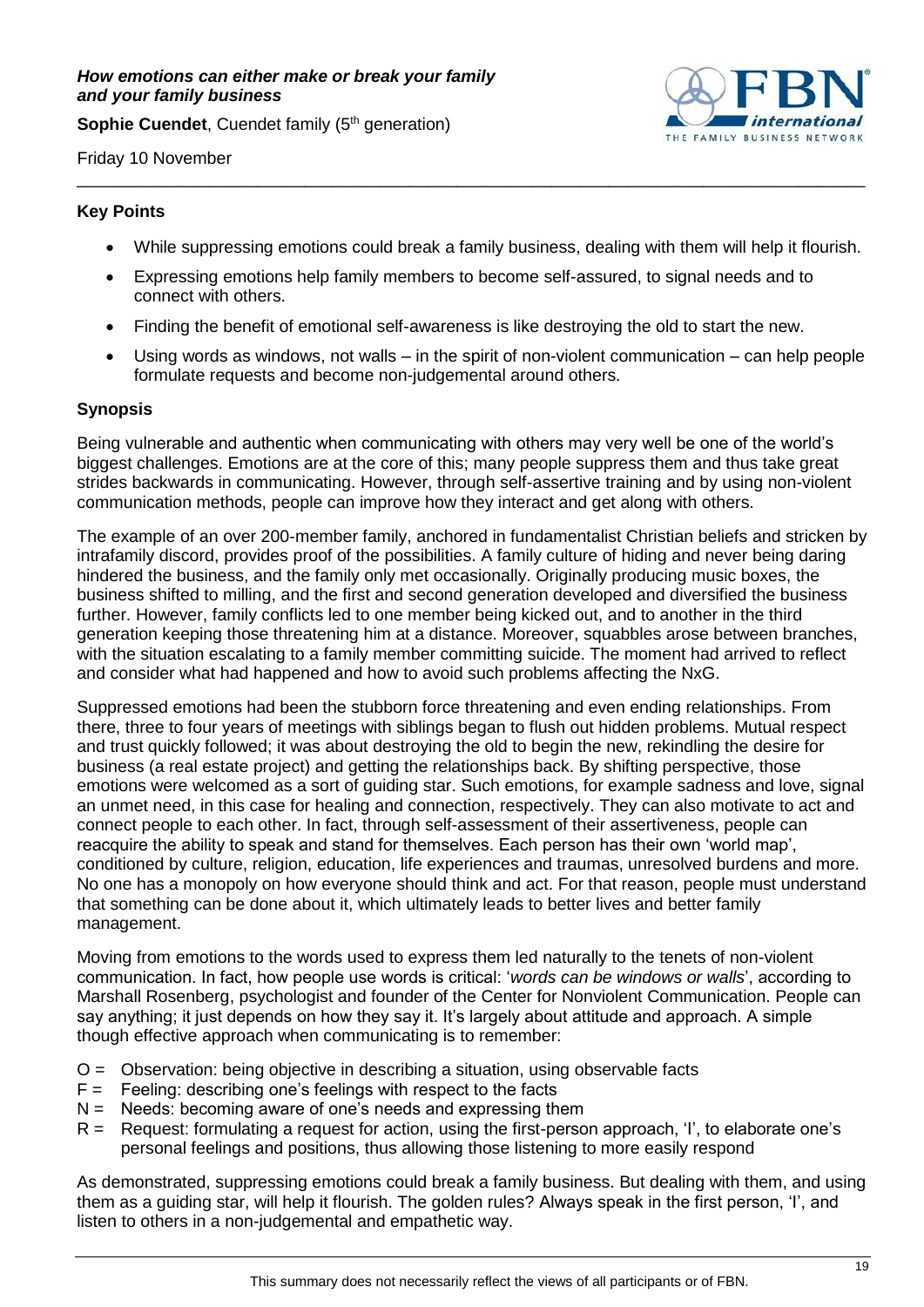***How emotions can either make or break your family and your family business***

**Sophie Cuendet**, Cuendet family (5th generation)

Friday 10 November

## Key Points

- While suppressing emotions could break a family business, dealing with them will help it flourish.
- Expressing emotions help family members to become self-assured, to signal needs and to connect with others.
- Finding the benefit of emotional self-awareness is like destroying the old to start the new.
- Using words as windows, not walls – in the spirit of non-violent communication – can help people formulate requests and become non-judgemental around others.

## Synopsis

Being vulnerable and authentic when communicating with others may very well be one of the world's biggest challenges. Emotions are at the core of this; many people suppress them and thus take great strides backwards in communicating. However, through self-assertive training and by using non-violent communication methods, people can improve how they interact and get along with others.

The example of an over 200-member family, anchored in fundamentalist Christian beliefs and stricken by intrafamily discord, provides proof of the possibilities. A family culture of hiding and never being daring hindered the business, and the family only met occasionally. Originally producing music boxes, the business shifted to milling, and the first and second generation developed and diversified the business further. However, family conflicts led to one member being kicked out, and to another in the third generation keeping those threatening him at a distance. Moreover, squabbles arose between branches, with the situation escalating to a family member committing suicide. The moment had arrived to reflect and consider what had happened and how to avoid such problems affecting the NxG.

Suppressed emotions had been the stubborn force threatening and even ending relationships. From there, three to four years of meetings with siblings began to flush out hidden problems. Mutual respect and trust quickly followed; it was about destroying the old to begin the new, rekindling the desire for business (a real estate project) and getting the relationships back. By shifting perspective, those emotions were welcomed as a sort of guiding star. Such emotions, for example sadness and love, signal an unmet need, in this case for healing and connection, respectively. They can also motivate to act and connect people to each other. In fact, through self-assessment of their assertiveness, people can reacquire the ability to speak and stand for themselves. Each person has their own 'world map', conditioned by culture, religion, education, life experiences and traumas, unresolved burdens and more. No one has a monopoly on how everyone should think and act. For that reason, people must understand that something can be done about it, which ultimately leads to better lives and better family management.

Moving from emotions to the words used to express them led naturally to the tenets of non-violent communication. In fact, how people use words is critical: '*words can be windows or walls*', according to Marshall Rosenberg, psychologist and founder of the Center for Nonviolent Communication. People can say anything; it just depends on how they say it. It's largely about attitude and approach. A simple though effective approach when communicating is to remember:

O = Observation: being objective in describing a situation, using observable facts
F = Feeling: describing one's feelings with respect to the facts
N = Needs: becoming aware of one's needs and expressing them
R = Request: formulating a request for action, using the first-person approach, 'I', to elaborate one's personal feelings and positions, thus allowing those listening to more easily respond

As demonstrated, suppressing emotions could break a family business. But dealing with them, and using them as a guiding star, will help it flourish. The golden rules? Always speak in the first person, 'I', and listen to others in a non-judgemental and empathetic way.

This summary does not necessarily reflect the views of all participants or of FBN.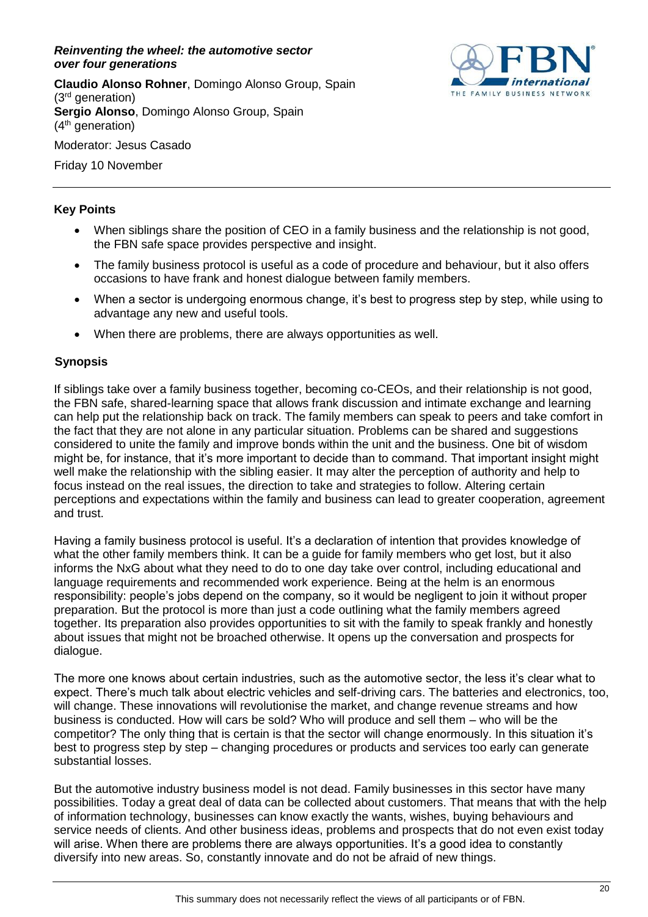***Reinventing the wheel: the automotive sector over four generations***

**Claudio Alonso Rohner**, Domingo Alonso Group, Spain (3rd generation)
**Sergio Alonso**, Domingo Alonso Group, Spain (4th generation)

Moderator: Jesus Casado

Friday 10 November

### Key Points

- When siblings share the position of CEO in a family business and the relationship is not good, the FBN safe space provides perspective and insight.
- The family business protocol is useful as a code of procedure and behaviour, but it also offers occasions to have frank and honest dialogue between family members.
- When a sector is undergoing enormous change, it's best to progress step by step, while using to advantage any new and useful tools.
- When there are problems, there are always opportunities as well.

### Synopsis

If siblings take over a family business together, becoming co-CEOs, and their relationship is not good, the FBN safe, shared-learning space that allows frank discussion and intimate exchange and learning can help put the relationship back on track. The family members can speak to peers and take comfort in the fact that they are not alone in any particular situation. Problems can be shared and suggestions considered to unite the family and improve bonds within the unit and the business. One bit of wisdom might be, for instance, that it's more important to decide than to command. That important insight might well make the relationship with the sibling easier. It may alter the perception of authority and help to focus instead on the real issues, the direction to take and strategies to follow. Altering certain perceptions and expectations within the family and business can lead to greater cooperation, agreement and trust.

Having a family business protocol is useful. It's a declaration of intention that provides knowledge of what the other family members think. It can be a guide for family members who get lost, but it also informs the NxG about what they need to do to one day take over control, including educational and language requirements and recommended work experience. Being at the helm is an enormous responsibility: people's jobs depend on the company, so it would be negligent to join it without proper preparation. But the protocol is more than just a code outlining what the family members agreed together. Its preparation also provides opportunities to sit with the family to speak frankly and honestly about issues that might not be broached otherwise. It opens up the conversation and prospects for dialogue.

The more one knows about certain industries, such as the automotive sector, the less it's clear what to expect. There's much talk about electric vehicles and self-driving cars. The batteries and electronics, too, will change. These innovations will revolutionise the market, and change revenue streams and how business is conducted. How will cars be sold? Who will produce and sell them – who will be the competitor? The only thing that is certain is that the sector will change enormously. In this situation it's best to progress step by step – changing procedures or products and services too early can generate substantial losses.

But the automotive industry business model is not dead. Family businesses in this sector have many possibilities. Today a great deal of data can be collected about customers. That means that with the help of information technology, businesses can know exactly the wants, wishes, buying behaviours and service needs of clients. And other business ideas, problems and prospects that do not even exist today will arise. When there are problems there are always opportunities. It's a good idea to constantly diversify into new areas. So, constantly innovate and do not be afraid of new things.

This summary does not necessarily reflect the views of all participants or of FBN.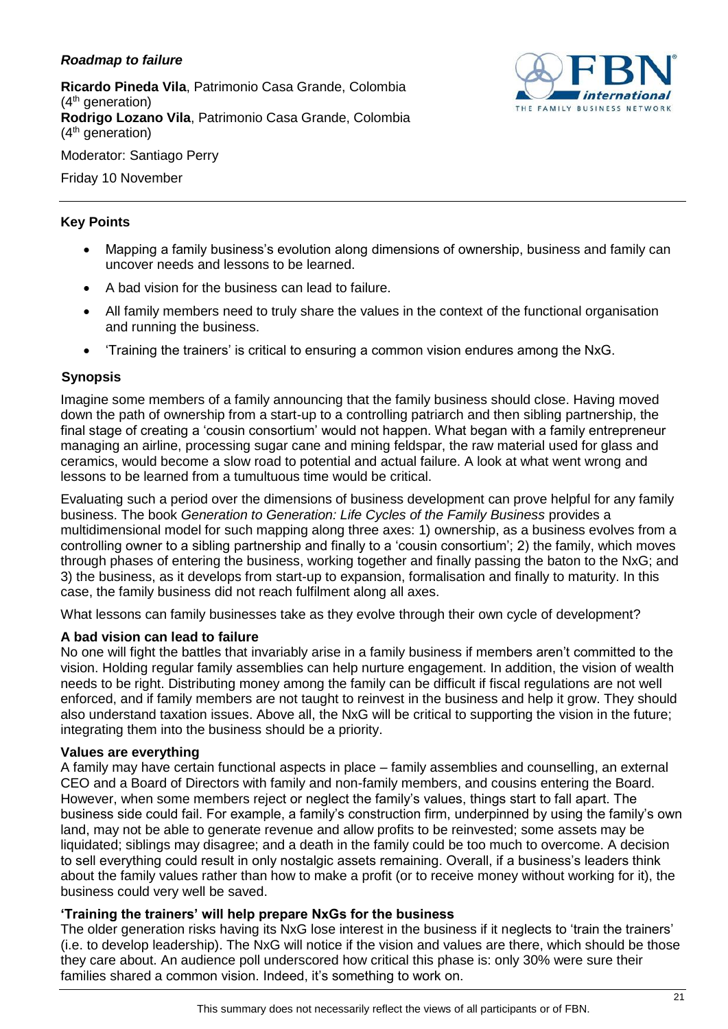***Roadmap to failure***

**Ricardo Pineda Vila**, Patrimonio Casa Grande, Colombia (4th generation)
**Rodrigo Lozano Vila**, Patrimonio Casa Grande, Colombia (4th generation)

Moderator: Santiago Perry

Friday 10 November

### Key Points

- Mapping a family business's evolution along dimensions of ownership, business and family can uncover needs and lessons to be learned.
- A bad vision for the business can lead to failure.
- All family members need to truly share the values in the context of the functional organisation and running the business.
- 'Training the trainers' is critical to ensuring a common vision endures among the NxG.

### Synopsis

Imagine some members of a family announcing that the family business should close. Having moved down the path of ownership from a start-up to a controlling patriarch and then sibling partnership, the final stage of creating a 'cousin consortium' would not happen. What began with a family entrepreneur managing an airline, processing sugar cane and mining feldspar, the raw material used for glass and ceramics, would become a slow road to potential and actual failure. A look at what went wrong and lessons to be learned from a tumultuous time would be critical.

Evaluating such a period over the dimensions of business development can prove helpful for any family business. The book *Generation to Generation: Life Cycles of the Family Business* provides a multidimensional model for such mapping along three axes: 1) ownership, as a business evolves from a controlling owner to a sibling partnership and finally to a 'cousin consortium'; 2) the family, which moves through phases of entering the business, working together and finally passing the baton to the NxG; and 3) the business, as it develops from start-up to expansion, formalisation and finally to maturity. In this case, the family business did not reach fulfilment along all axes.

What lessons can family businesses take as they evolve through their own cycle of development?

#### A bad vision can lead to failure

No one will fight the battles that invariably arise in a family business if members aren't committed to the vision. Holding regular family assemblies can help nurture engagement. In addition, the vision of wealth needs to be right. Distributing money among the family can be difficult if fiscal regulations are not well enforced, and if family members are not taught to reinvest in the business and help it grow. They should also understand taxation issues. Above all, the NxG will be critical to supporting the vision in the future; integrating them into the business should be a priority.

#### Values are everything

A family may have certain functional aspects in place – family assemblies and counselling, an external CEO and a Board of Directors with family and non-family members, and cousins entering the Board. However, when some members reject or neglect the family's values, things start to fall apart. The business side could fail. For example, a family's construction firm, underpinned by using the family's own land, may not be able to generate revenue and allow profits to be reinvested; some assets may be liquidated; siblings may disagree; and a death in the family could be too much to overcome. A decision to sell everything could result in only nostalgic assets remaining. Overall, if a business's leaders think about the family values rather than how to make a profit (or to receive money without working for it), the business could very well be saved.

#### 'Training the trainers' will help prepare NxGs for the business

The older generation risks having its NxG lose interest in the business if it neglects to 'train the trainers' (i.e. to develop leadership). The NxG will notice if the vision and values are there, which should be those they care about. An audience poll underscored how critical this phase is: only 30% were sure their families shared a common vision. Indeed, it's something to work on.

This summary does not necessarily reflect the views of all participants or of FBN.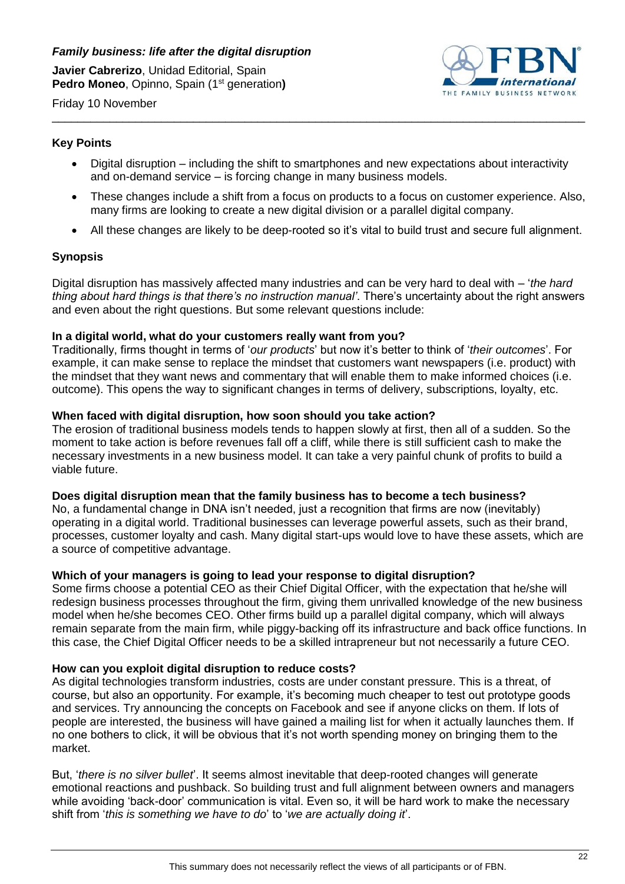***Family business: life after the digital disruption***

**Javier Cabrerizo**, Unidad Editorial, Spain
**Pedro Moneo**, Opinno, Spain (1st generation**)**

Friday 10 November

## Key Points

- Digital disruption – including the shift to smartphones and new expectations about interactivity and on-demand service – is forcing change in many business models.
- These changes include a shift from a focus on products to a focus on customer experience. Also, many firms are looking to create a new digital division or a parallel digital company.
- All these changes are likely to be deep-rooted so it's vital to build trust and secure full alignment.

## Synopsis

Digital disruption has massively affected many industries and can be very hard to deal with – '*the hard thing about hard things is that there's no instruction manual'*. There's uncertainty about the right answers and even about the right questions. But some relevant questions include:

**In a digital world, what do your customers really want from you?**
Traditionally, firms thought in terms of '*our products*' but now it's better to think of '*their outcomes*'. For example, it can make sense to replace the mindset that customers want newspapers (i.e. product) with the mindset that they want news and commentary that will enable them to make informed choices (i.e. outcome). This opens the way to significant changes in terms of delivery, subscriptions, loyalty, etc.

**When faced with digital disruption, how soon should you take action?**
The erosion of traditional business models tends to happen slowly at first, then all of a sudden. So the moment to take action is before revenues fall off a cliff, while there is still sufficient cash to make the necessary investments in a new business model. It can take a very painful chunk of profits to build a viable future.

**Does digital disruption mean that the family business has to become a tech business?**
No, a fundamental change in DNA isn't needed, just a recognition that firms are now (inevitably) operating in a digital world. Traditional businesses can leverage powerful assets, such as their brand, processes, customer loyalty and cash. Many digital start-ups would love to have these assets, which are a source of competitive advantage.

**Which of your managers is going to lead your response to digital disruption?**
Some firms choose a potential CEO as their Chief Digital Officer, with the expectation that he/she will redesign business processes throughout the firm, giving them unrivalled knowledge of the new business model when he/she becomes CEO. Other firms build up a parallel digital company, which will always remain separate from the main firm, while piggy-backing off its infrastructure and back office functions. In this case, the Chief Digital Officer needs to be a skilled intrapreneur but not necessarily a future CEO.

**How can you exploit digital disruption to reduce costs?**
As digital technologies transform industries, costs are under constant pressure. This is a threat, of course, but also an opportunity. For example, it's becoming much cheaper to test out prototype goods and services. Try announcing the concepts on Facebook and see if anyone clicks on them. If lots of people are interested, the business will have gained a mailing list for when it actually launches them. If no one bothers to click, it will be obvious that it's not worth spending money on bringing them to the market.

But, '*there is no silver bullet*'. It seems almost inevitable that deep-rooted changes will generate emotional reactions and pushback. So building trust and full alignment between owners and managers while avoiding 'back-door' communication is vital. Even so, it will be hard work to make the necessary shift from '*this is something we have to do*' to '*we are actually doing it*'.

This summary does not necessarily reflect the views of all participants or of FBN.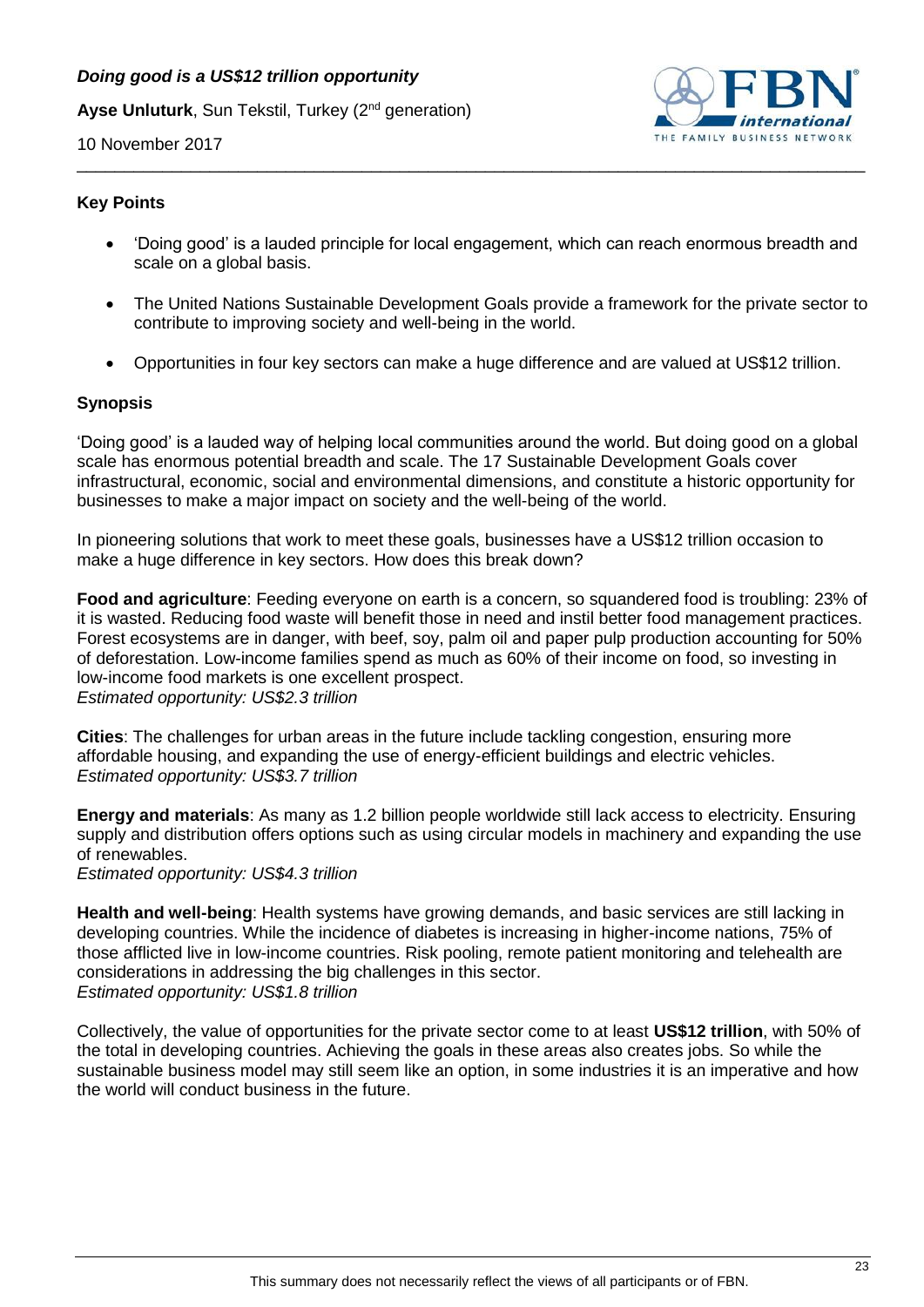***Doing good is a US$12 trillion opportunity***

**Ayse Unluturk**, Sun Tekstil, Turkey (2nd generation)

10 November 2017

### Key Points

- 'Doing good' is a lauded principle for local engagement, which can reach enormous breadth and scale on a global basis.
- The United Nations Sustainable Development Goals provide a framework for the private sector to contribute to improving society and well-being in the world.
- Opportunities in four key sectors can make a huge difference and are valued at US$12 trillion.

### Synopsis

'Doing good' is a lauded way of helping local communities around the world. But doing good on a global scale has enormous potential breadth and scale. The 17 Sustainable Development Goals cover infrastructural, economic, social and environmental dimensions, and constitute a historic opportunity for businesses to make a major impact on society and the well-being of the world.

In pioneering solutions that work to meet these goals, businesses have a US$12 trillion occasion to make a huge difference in key sectors. How does this break down?

**Food and agriculture**: Feeding everyone on earth is a concern, so squandered food is troubling: 23% of it is wasted. Reducing food waste will benefit those in need and instil better food management practices. Forest ecosystems are in danger, with beef, soy, palm oil and paper pulp production accounting for 50% of deforestation. Low-income families spend as much as 60% of their income on food, so investing in low-income food markets is one excellent prospect.
*Estimated opportunity: US$2.3 trillion*

**Cities**: The challenges for urban areas in the future include tackling congestion, ensuring more affordable housing, and expanding the use of energy-efficient buildings and electric vehicles.
*Estimated opportunity: US$3.7 trillion*

**Energy and materials**: As many as 1.2 billion people worldwide still lack access to electricity. Ensuring supply and distribution offers options such as using circular models in machinery and expanding the use of renewables.
*Estimated opportunity: US$4.3 trillion*

**Health and well-being**: Health systems have growing demands, and basic services are still lacking in developing countries. While the incidence of diabetes is increasing in higher-income nations, 75% of those afflicted live in low-income countries. Risk pooling, remote patient monitoring and telehealth are considerations in addressing the big challenges in this sector.
*Estimated opportunity: US$1.8 trillion*

Collectively, the value of opportunities for the private sector come to at least **US$12 trillion**, with 50% of the total in developing countries. Achieving the goals in these areas also creates jobs. So while the sustainable business model may still seem like an option, in some industries it is an imperative and how the world will conduct business in the future.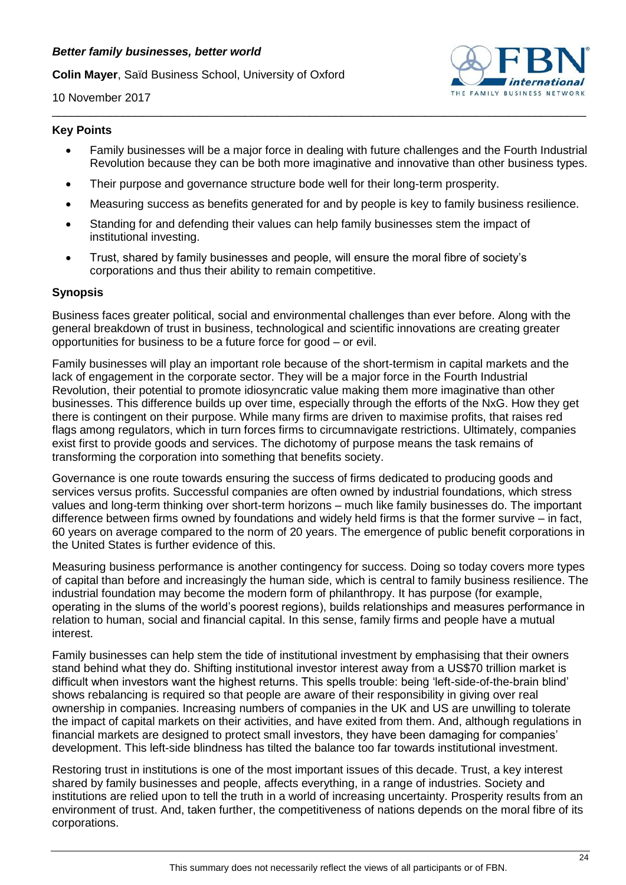***Better family businesses, better world***

**Colin Mayer**, Saïd Business School, University of Oxford

10 November 2017

## Key Points

- Family businesses will be a major force in dealing with future challenges and the Fourth Industrial Revolution because they can be both more imaginative and innovative than other business types.
- Their purpose and governance structure bode well for their long-term prosperity.
- Measuring success as benefits generated for and by people is key to family business resilience.
- Standing for and defending their values can help family businesses stem the impact of institutional investing.
- Trust, shared by family businesses and people, will ensure the moral fibre of society's corporations and thus their ability to remain competitive.

## Synopsis

Business faces greater political, social and environmental challenges than ever before. Along with the general breakdown of trust in business, technological and scientific innovations are creating greater opportunities for business to be a future force for good – or evil.

Family businesses will play an important role because of the short-termism in capital markets and the lack of engagement in the corporate sector. They will be a major force in the Fourth Industrial Revolution, their potential to promote idiosyncratic value making them more imaginative than other businesses. This difference builds up over time, especially through the efforts of the NxG. How they get there is contingent on their purpose. While many firms are driven to maximise profits, that raises red flags among regulators, which in turn forces firms to circumnavigate restrictions. Ultimately, companies exist first to provide goods and services. The dichotomy of purpose means the task remains of transforming the corporation into something that benefits society.

Governance is one route towards ensuring the success of firms dedicated to producing goods and services versus profits. Successful companies are often owned by industrial foundations, which stress values and long-term thinking over short-term horizons – much like family businesses do. The important difference between firms owned by foundations and widely held firms is that the former survive – in fact, 60 years on average compared to the norm of 20 years. The emergence of public benefit corporations in the United States is further evidence of this.

Measuring business performance is another contingency for success. Doing so today covers more types of capital than before and increasingly the human side, which is central to family business resilience. The industrial foundation may become the modern form of philanthropy. It has purpose (for example, operating in the slums of the world's poorest regions), builds relationships and measures performance in relation to human, social and financial capital. In this sense, family firms and people have a mutual interest.

Family businesses can help stem the tide of institutional investment by emphasising that their owners stand behind what they do. Shifting institutional investor interest away from a US$70 trillion market is difficult when investors want the highest returns. This spells trouble: being 'left-side-of-the-brain blind' shows rebalancing is required so that people are aware of their responsibility in giving over real ownership in companies. Increasing numbers of companies in the UK and US are unwilling to tolerate the impact of capital markets on their activities, and have exited from them. And, although regulations in financial markets are designed to protect small investors, they have been damaging for companies' development. This left-side blindness has tilted the balance too far towards institutional investment.

Restoring trust in institutions is one of the most important issues of this decade. Trust, a key interest shared by family businesses and people, affects everything, in a range of industries. Society and institutions are relied upon to tell the truth in a world of increasing uncertainty. Prosperity results from an environment of trust. And, taken further, the competitiveness of nations depends on the moral fibre of its corporations.

This summary does not necessarily reflect the views of all participants or of FBN.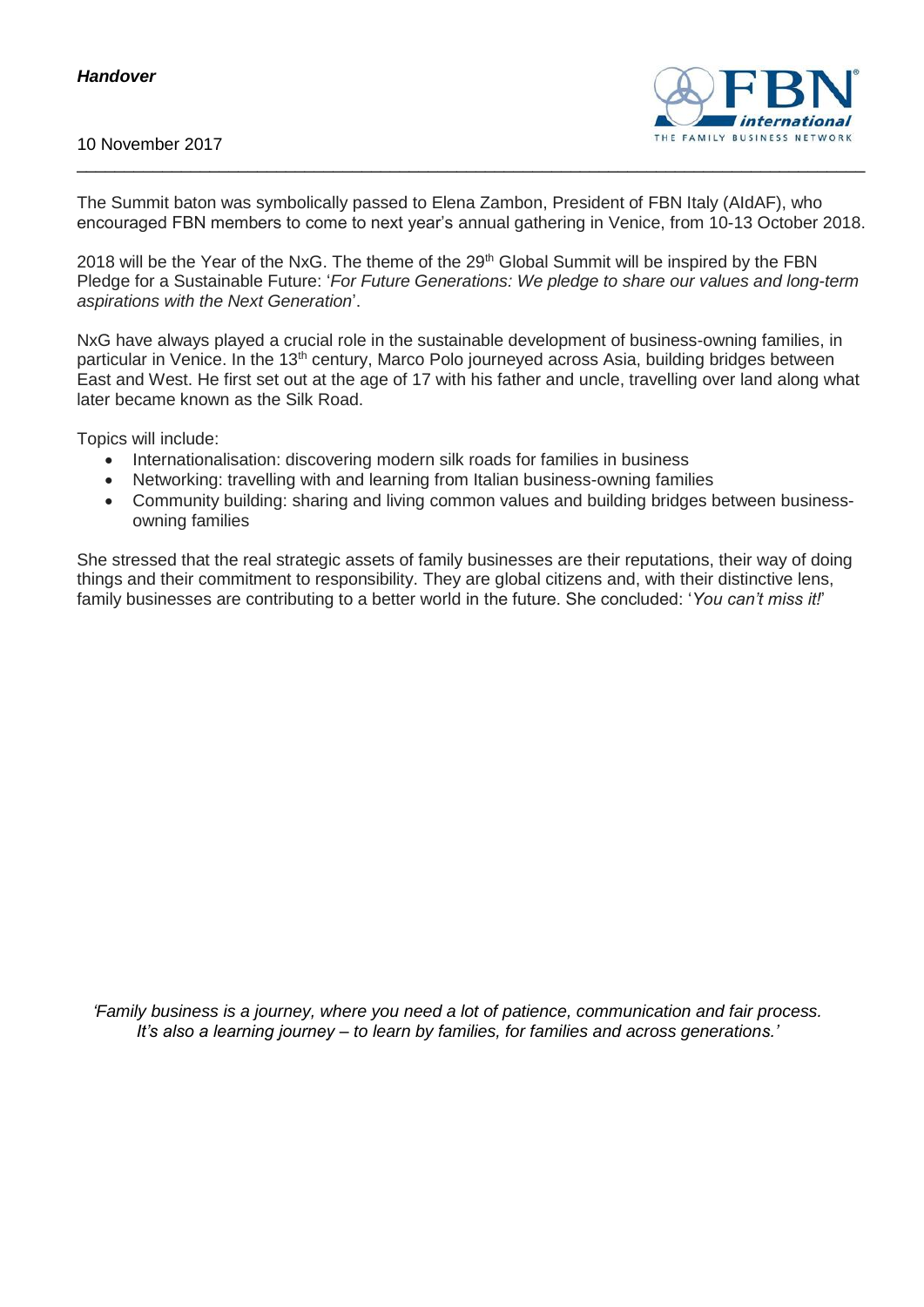***Handover***

10 November 2017

The Summit baton was symbolically passed to Elena Zambon, President of FBN Italy (AIdAF), who encouraged FBN members to come to next year's annual gathering in Venice, from 10-13 October 2018.

2018 will be the Year of the NxG. The theme of the 29th Global Summit will be inspired by the FBN Pledge for a Sustainable Future: '*For Future Generations: We pledge to share our values and long-term aspirations with the Next Generation*'.

NxG have always played a crucial role in the sustainable development of business-owning families, in particular in Venice. In the 13th century, Marco Polo journeyed across Asia, building bridges between East and West. He first set out at the age of 17 with his father and uncle, travelling over land along what later became known as the Silk Road.

Topics will include:

- Internationalisation: discovering modern silk roads for families in business
- Networking: travelling with and learning from Italian business-owning families
- Community building: sharing and living common values and building bridges between business-owning families

She stressed that the real strategic assets of family businesses are their reputations, their way of doing things and their commitment to responsibility. They are global citizens and, with their distinctive lens, family businesses are contributing to a better world in the future. She concluded: '*You can't miss it!*'

*'Family business is a journey, where you need a lot of patience, communication and fair process. It's also a learning journey – to learn by families, for families and across generations.'*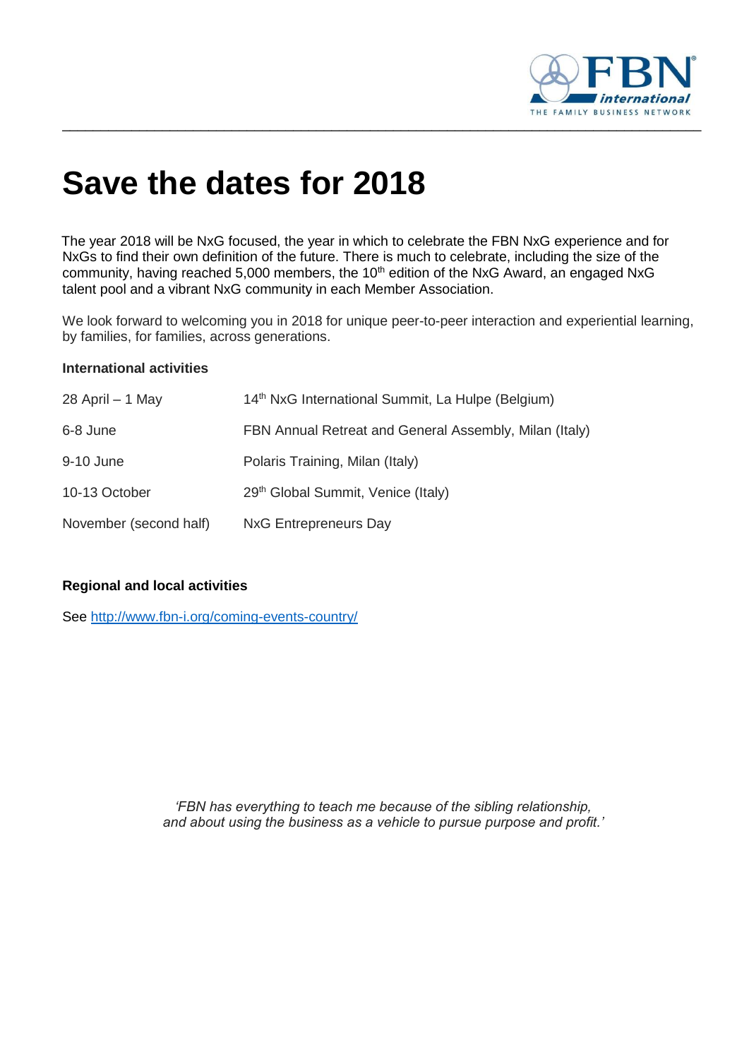# Save the dates for 2018

The year 2018 will be NxG focused, the year in which to celebrate the FBN NxG experience and for NxGs to find their own definition of the future. There is much to celebrate, including the size of the community, having reached 5,000 members, the 10th edition of the NxG Award, an engaged NxG talent pool and a vibrant NxG community in each Member Association.

We look forward to welcoming you in 2018 for unique peer-to-peer interaction and experiential learning, by families, for families, across generations.

**International activities**

| | |
|---|---|
| 28 April – 1 May | 14th NxG International Summit, La Hulpe (Belgium) |
| 6-8 June | FBN Annual Retreat and General Assembly, Milan (Italy) |
| 9-10 June | Polaris Training, Milan (Italy) |
| 10-13 October | 29th Global Summit, Venice (Italy) |
| November (second half) | NxG Entrepreneurs Day |

**Regional and local activities**

See http://www.fbn-i.org/coming-events-country/

*'FBN has everything to teach me because of the sibling relationship, and about using the business as a vehicle to pursue purpose and profit.'*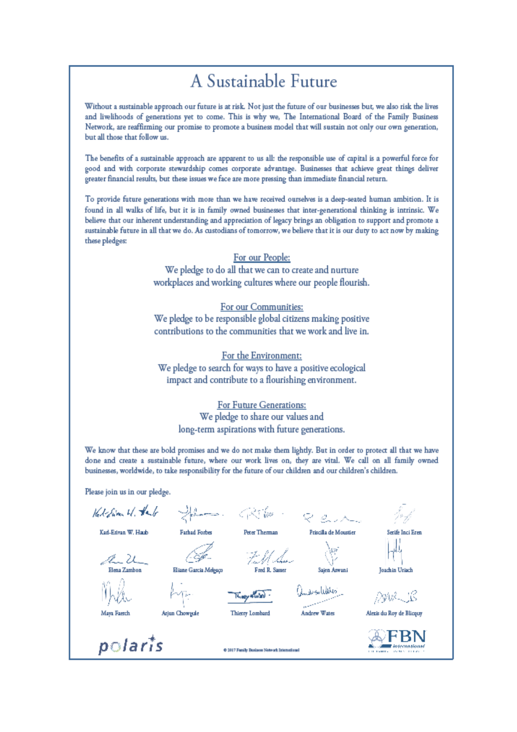# A Sustainable Future

Without a sustainable approach our future is at risk. Not just the future of our businesses but, we also risk the lives and livelihoods of generations yet to come. This is why we, The International Board of the Family Business Network, are reaffirming our promise to promote a business model that will sustain not only our own generation, but all those that follow us.

The benefits of a sustainable approach are apparent to us all: the responsible use of capital is a powerful force for good and with corporate stewardship comes corporate advantage. Businesses that achieve great things deliver greater financial results, but these issues we face are more pressing than immediate financial return.

To provide future generations with more than we have received ourselves is a deep-seated human ambition. It is found in all walks of life, but it is in family owned businesses that inter-generational thinking is intrinsic. We believe that our inherent understanding and appreciation of legacy brings an obligation to support and promote a sustainable future in all that we do. As custodians of tomorrow, we believe that it is our duty to act now by making these pledges:

For our People:
We pledge to do all that we can to create and nurture workplaces and working cultures where our people flourish.

For our Communities:
We pledge to be responsible global citizens making positive contributions to the communities that we work and live in.

For the Environment:
We pledge to search for ways to have a positive ecological impact and contribute to a flourishing environment.

For Future Generations:
We pledge to share our values and long-term aspirations with future generations.

We know that these are bold promises and we do not make them lightly. But in order to protect all that we have done and create a sustainable future, where our work lives on, they are vital. We call on all family owned businesses, worldwide, to take responsibility for the future of our children and our children's children.

Please join us in our pledge.

| | | | | |
|---|---|---|---|---|
| Karl-Erivan W. Haub | Farhad Forbes | Peter Therman | Priscilla de Moustier | Serife Inci Eren |
| Elena Zambon | Eliane Garcia Melgaço | Fred R. Sasser | Sajen Aswani | Joachin Uriach |
| Maya Faerch | Arjun Chowgule | Thierry Lombard | Andrew Wates | Alexis du Roy de Blicquy |

polaris

© 2017 Family Business Network International

FBN International